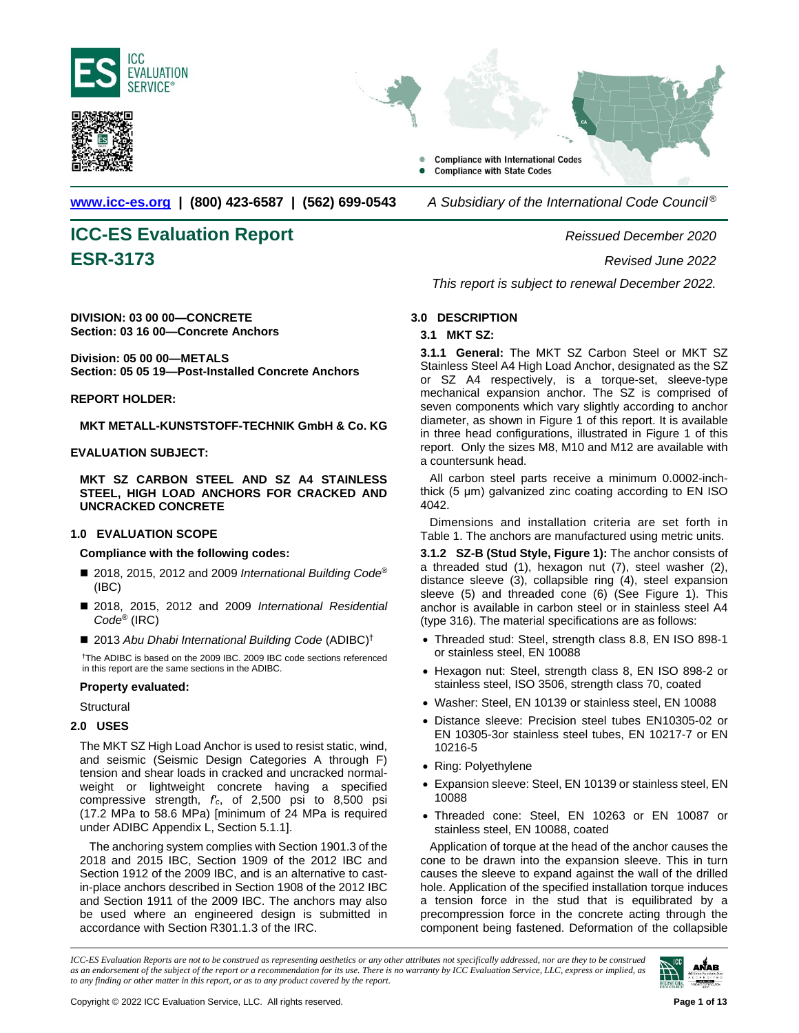ICC EVALUATION SERVICE®

Compliance with International Codes
Compliance with State Codes

**www.icc-es.org | (800) 423-6587 | (562) 699-0543** *A Subsidiary of the International Code Council®*

# ICC-ES Evaluation Report
# ESR-3173

*Reissued December 2020*

*Revised June 2022*

*This report is subject to renewal December 2022.*

**DIVISION: 03 00 00—CONCRETE**
**Section: 03 16 00—Concrete Anchors**

**Division: 05 00 00—METALS**
**Section: 05 05 19—Post-Installed Concrete Anchors**

**REPORT HOLDER:**

**MKT METALL-KUNSTSTOFF-TECHNIK GmbH & Co. KG**

**EVALUATION SUBJECT:**

**MKT SZ CARBON STEEL AND SZ A4 STAINLESS STEEL, HIGH LOAD ANCHORS FOR CRACKED AND UNCRACKED CONCRETE**

## 1.0 EVALUATION SCOPE

**Compliance with the following codes:**

- 2018, 2015, 2012 and 2009 *International Building Code®* (IBC)
- 2018, 2015, 2012 and 2009 *International Residential Code®* (IRC)
- 2013 *Abu Dhabi International Building Code* (ADIBC)†

†The ADIBC is based on the 2009 IBC. 2009 IBC code sections referenced in this report are the same sections in the ADIBC.

**Property evaluated:**

Structural

## 2.0 USES

The MKT SZ High Load Anchor is used to resist static, wind, and seismic (Seismic Design Categories A through F) tension and shear loads in cracked and uncracked normal-weight or lightweight concrete having a specified compressive strength, $f'_c$, of 2,500 psi to 8,500 psi (17.2 MPa to 58.6 MPa) [minimum of 24 MPa is required under ADIBC Appendix L, Section 5.1.1].

The anchoring system complies with Section 1901.3 of the 2018 and 2015 IBC, Section 1909 of the 2012 IBC and Section 1912 of the 2009 IBC, and is an alternative to cast-in-place anchors described in Section 1908 of the 2012 IBC and Section 1911 of the 2009 IBC. The anchors may also be used where an engineered design is submitted in accordance with Section R301.1.3 of the IRC.

## 3.0 DESCRIPTION

### 3.1 MKT SZ:

**3.1.1 General:** The MKT SZ Carbon Steel or MKT SZ Stainless Steel A4 High Load Anchor, designated as the SZ or SZ A4 respectively, is a torque-set, sleeve-type mechanical expansion anchor. The SZ is comprised of seven components which vary slightly according to anchor diameter, as shown in Figure 1 of this report. It is available in three head configurations, illustrated in Figure 1 of this report. Only the sizes M8, M10 and M12 are available with a countersunk head.

All carbon steel parts receive a minimum 0.0002-inch-thick (5 µm) galvanized zinc coating according to EN ISO 4042.

Dimensions and installation criteria are set forth in Table 1. The anchors are manufactured using metric units.

**3.1.2 SZ-B (Stud Style, Figure 1):** The anchor consists of a threaded stud (1), hexagon nut (7), steel washer (2), distance sleeve (3), collapsible ring (4), steel expansion sleeve (5) and threaded cone (6) (See Figure 1). This anchor is available in carbon steel or in stainless steel A4 (type 316). The material specifications are as follows:

- Threaded stud: Steel, strength class 8.8, EN ISO 898-1 or stainless steel, EN 10088
- Hexagon nut: Steel, strength class 8, EN ISO 898-2 or stainless steel, ISO 3506, strength class 70, coated
- Washer: Steel, EN 10139 or stainless steel, EN 10088
- Distance sleeve: Precision steel tubes EN10305-02 or EN 10305-3or stainless steel tubes, EN 10217-7 or EN 10216-5
- Ring: Polyethylene
- Expansion sleeve: Steel, EN 10139 or stainless steel, EN 10088
- Threaded cone: Steel, EN 10263 or EN 10087 or stainless steel, EN 10088, coated

Application of torque at the head of the anchor causes the cone to be drawn into the expansion sleeve. This in turn causes the sleeve to expand against the wall of the drilled hole. Application of the specified installation torque induces a tension force in the stud that is equilibrated by a precompression force in the concrete acting through the component being fastened. Deformation of the collapsible

*ICC-ES Evaluation Reports are not to be construed as representing aesthetics or any other attributes not specifically addressed, nor are they to be construed as an endorsement of the subject of the report or a recommendation for its use. There is no warranty by ICC Evaluation Service, LLC, express or implied, as to any finding or other matter in this report, or as to any product covered by the report.*

Copyright © 2022 ICC Evaluation Service, LLC. All rights reserved.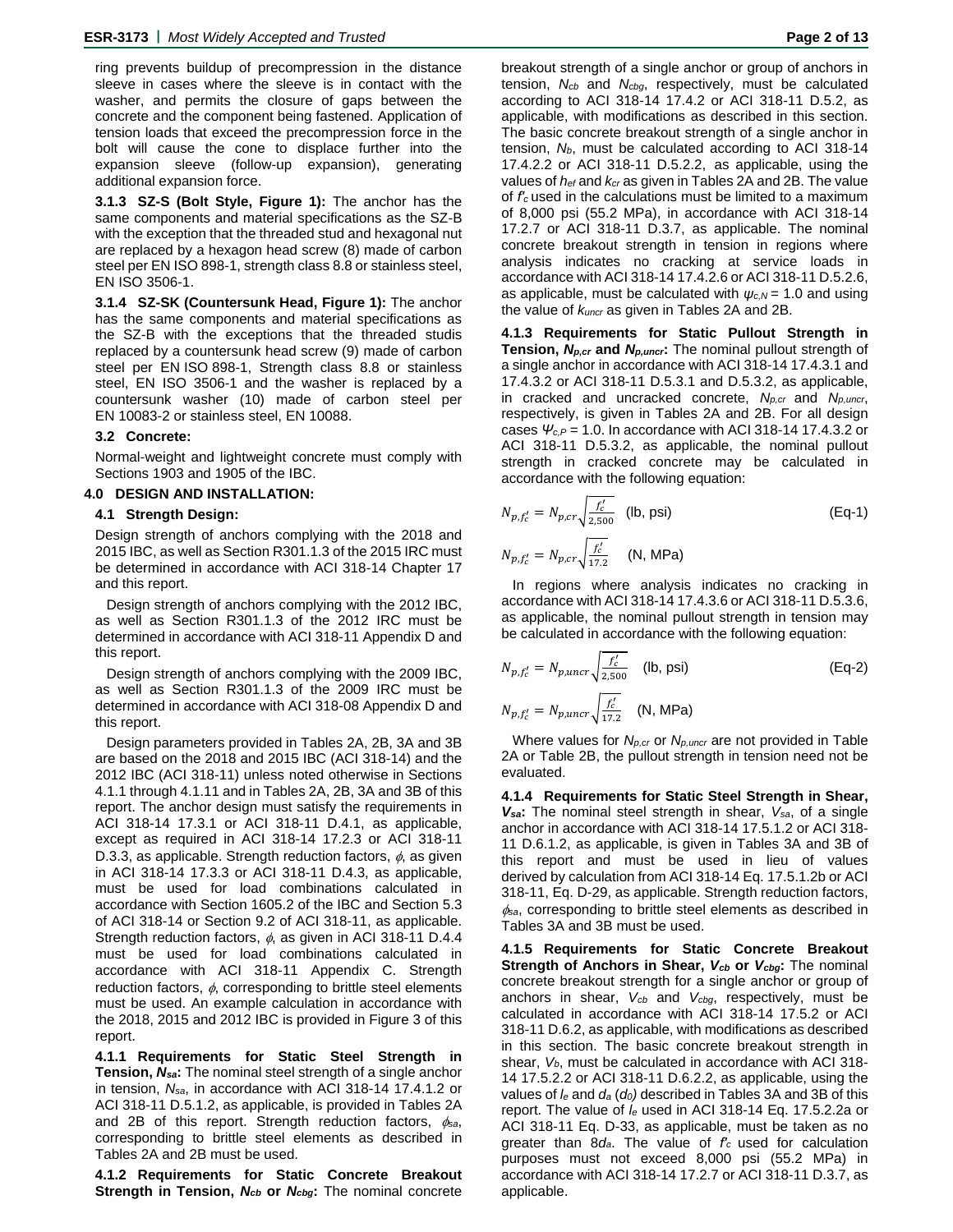ring prevents buildup of precompression in the distance sleeve in cases where the sleeve is in contact with the washer, and permits the closure of gaps between the concrete and the component being fastened. Application of tension loads that exceed the precompression force in the bolt will cause the cone to displace further into the expansion sleeve (follow-up expansion), generating additional expansion force.

**3.1.3 SZ-S (Bolt Style, Figure 1):** The anchor has the same components and material specifications as the SZ-B with the exception that the threaded stud and hexagonal nut are replaced by a hexagon head screw (8) made of carbon steel per EN ISO 898-1, strength class 8.8 or stainless steel, EN ISO 3506-1.

**3.1.4 SZ-SK (Countersunk Head, Figure 1):** The anchor has the same components and material specifications as the SZ-B with the exceptions that the threaded studis replaced by a countersunk head screw (9) made of carbon steel per EN ISO 898-1, Strength class 8.8 or stainless steel, EN ISO 3506-1 and the washer is replaced by a countersunk washer (10) made of carbon steel per EN 10083-2 or stainless steel, EN 10088.

### 3.2 Concrete:

Normal-weight and lightweight concrete must comply with Sections 1903 and 1905 of the IBC.

## 4.0 DESIGN AND INSTALLATION:

### 4.1 Strength Design:

Design strength of anchors complying with the 2018 and 2015 IBC, as well as Section R301.1.3 of the 2015 IRC must be determined in accordance with ACI 318-14 Chapter 17 and this report.

Design strength of anchors complying with the 2012 IBC, as well as Section R301.1.3 of the 2012 IRC must be determined in accordance with ACI 318-11 Appendix D and this report.

Design strength of anchors complying with the 2009 IBC, as well as Section R301.1.3 of the 2009 IRC must be determined in accordance with ACI 318-08 Appendix D and this report.

Design parameters provided in Tables 2A, 2B, 3A and 3B are based on the 2018 and 2015 IBC (ACI 318-14) and the 2012 IBC (ACI 318-11) unless noted otherwise in Sections 4.1.1 through 4.1.11 and in Tables 2A, 2B, 3A and 3B of this report. The anchor design must satisfy the requirements in ACI 318-14 17.3.1 or ACI 318-11 D.4.1, as applicable, except as required in ACI 318-14 17.2.3 or ACI 318-11 D.3.3, as applicable. Strength reduction factors, $\phi$, as given in ACI 318-14 17.3.3 or ACI 318-11 D.4.3, as applicable, must be used for load combinations calculated in accordance with Section 1605.2 of the IBC and Section 5.3 of ACI 318-14 or Section 9.2 of ACI 318-11, as applicable. Strength reduction factors, $\phi$, as given in ACI 318-11 D.4.4 must be used for load combinations calculated in accordance with ACI 318-11 Appendix C. Strength reduction factors, $\phi$, corresponding to brittle steel elements must be used. An example calculation in accordance with the 2018, 2015 and 2012 IBC is provided in Figure 3 of this report.

**4.1.1 Requirements for Static Steel Strength in Tension, $N_{sa}$:** The nominal steel strength of a single anchor in tension, $N_{sa}$, in accordance with ACI 318-14 17.4.1.2 or ACI 318-11 D.5.1.2, as applicable, is provided in Tables 2A and 2B of this report. Strength reduction factors, $\phi_{sa}$, corresponding to brittle steel elements as described in Tables 2A and 2B must be used.

**4.1.2 Requirements for Static Concrete Breakout Strength in Tension, $N_{cb}$ or $N_{cbg}$:** The nominal concrete breakout strength of a single anchor or group of anchors in tension, $N_{cb}$ and $N_{cbg}$, respectively, must be calculated according to ACI 318-14 17.4.2 or ACI 318-11 D.5.2, as applicable, with modifications as described in this section. The basic concrete breakout strength of a single anchor in tension, $N_b$, must be calculated according to ACI 318-14 17.4.2.2 or ACI 318-11 D.5.2.2, as applicable, using the values of $h_{ef}$ and $k_{cr}$ as given in Tables 2A and 2B. The value of $f'_c$ used in the calculations must be limited to a maximum of 8,000 psi (55.2 MPa), in accordance with ACI 318-14 17.2.7 or ACI 318-11 D.3.7, as applicable. The nominal concrete breakout strength in tension in regions where analysis indicates no cracking at service loads in accordance with ACI 318-14 17.4.2.6 or ACI 318-11 D.5.2.6, as applicable, must be calculated with $\psi_{c,N} = 1.0$ and using the value of $k_{uncr}$ as given in Tables 2A and 2B.

**4.1.3 Requirements for Static Pullout Strength in Tension, $N_{p,cr}$ and $N_{p,uncr}$:** The nominal pullout strength of a single anchor in accordance with ACI 318-14 17.4.3.1 and 17.4.3.2 or ACI 318-11 D.5.3.1 and D.5.3.2, as applicable, in cracked and uncracked concrete, $N_{p,cr}$ and $N_{p,uncr}$, respectively, is given in Tables 2A and 2B. For all design cases $\Psi_{c,P} = 1.0$. In accordance with ACI 318-14 17.4.3.2 or ACI 318-11 D.5.3.2, as applicable, the nominal pullout strength in cracked concrete may be calculated in accordance with the following equation:

$$N_{p,f'_c} = N_{p,cr}\sqrt{\frac{f'_c}{2{,}500}} \quad \text{(lb, psi)} \qquad \text{(Eq-1)}$$

$$N_{p,f'_c} = N_{p,cr}\sqrt{\frac{f'_c}{17.2}} \quad \text{(N, MPa)}$$

In regions where analysis indicates no cracking in accordance with ACI 318-14 17.4.3.6 or ACI 318-11 D.5.3.6, as applicable, the nominal pullout strength in tension may be calculated in accordance with the following equation:

$$N_{p,f'_c} = N_{p,uncr}\sqrt{\frac{f'_c}{2{,}500}} \quad \text{(lb, psi)} \qquad \text{(Eq-2)}$$

$$N_{p,f'_c} = N_{p,uncr}\sqrt{\frac{f'_c}{17.2}} \quad \text{(N, MPa)}$$

Where values for $N_{p,cr}$ or $N_{p,uncr}$ are not provided in Table 2A or Table 2B, the pullout strength in tension need not be evaluated.

**4.1.4 Requirements for Static Steel Strength in Shear, $V_{sa}$:** The nominal steel strength in shear, $V_{sa}$, of a single anchor in accordance with ACI 318-14 17.5.1.2 or ACI 318-11 D.6.1.2, as applicable, is given in Tables 3A and 3B of this report and must be used in lieu of values derived by calculation from ACI 318-14 Eq. 17.5.1.2b or ACI 318-11, Eq. D-29, as applicable. Strength reduction factors, $\phi_{sa}$, corresponding to brittle steel elements as described in Tables 3A and 3B must be used.

**4.1.5 Requirements for Static Concrete Breakout Strength of Anchors in Shear, $V_{cb}$ or $V_{cbg}$:** The nominal concrete breakout strength for a single anchor or group of anchors in shear, $V_{cb}$ and $V_{cbg}$, respectively, must be calculated in accordance with ACI 318-14 17.5.2 or ACI 318-11 D.6.2, as applicable, with modifications as described in this section. The basic concrete breakout strength in shear, $V_b$, must be calculated in accordance with ACI 318-14 17.5.2.2 or ACI 318-11 D.6.2.2, as applicable, using the values of $l_e$ and $d_a$ ($d_0$) described in Tables 3A and 3B of this report. The value of $l_e$ used in ACI 318-14 Eq. 17.5.2.2a or ACI 318-11 Eq. D-33, as applicable, must be taken as no greater than $8d_a$. The value of $f'_c$ used for calculation purposes must not exceed 8,000 psi (55.2 MPa) in accordance with ACI 318-14 17.2.7 or ACI 318-11 D.3.7, as applicable.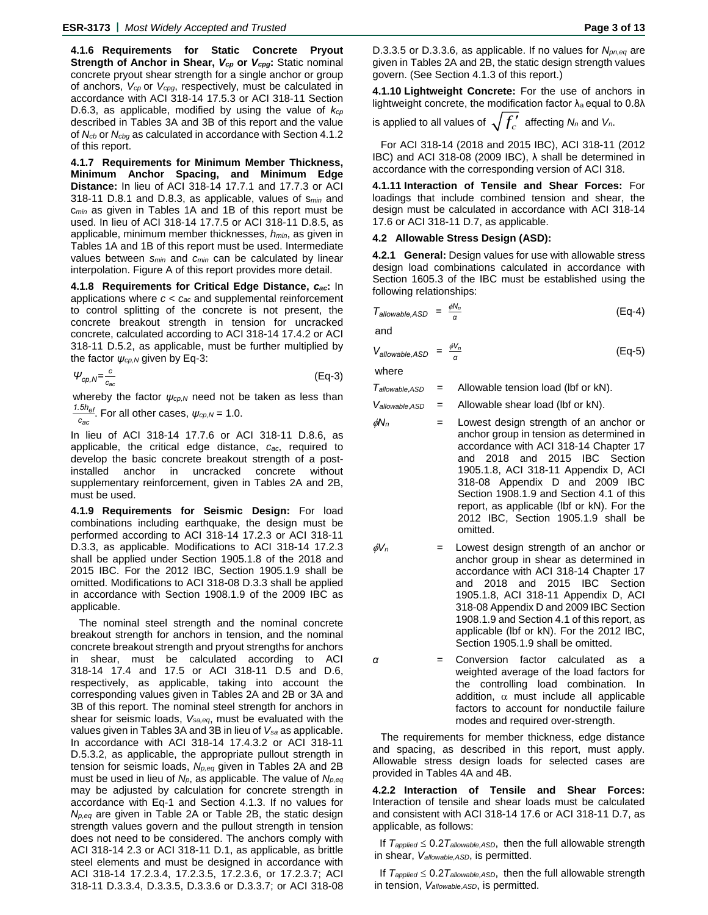**4.1.6 Requirements for Static Concrete Pryout Strength of Anchor in Shear, $V_{cp}$ or $V_{cpg}$:** Static nominal concrete pryout shear strength for a single anchor or group of anchors, $V_{cp}$ or $V_{cpg}$, respectively, must be calculated in accordance with ACI 318-14 17.5.3 or ACI 318-11 Section D.6.3, as applicable, modified by using the value of $k_{cp}$ described in Tables 3A and 3B of this report and the value of $N_{cb}$ or $N_{cbg}$ as calculated in accordance with Section 4.1.2 of this report.

**4.1.7 Requirements for Minimum Member Thickness, Minimum Anchor Spacing, and Minimum Edge Distance:** In lieu of ACI 318-14 17.7.1 and 17.7.3 or ACI 318-11 D.8.1 and D.8.3, as applicable, values of $s_{min}$ and $c_{min}$ as given in Tables 1A and 1B of this report must be used. In lieu of ACI 318-14 17.7.5 or ACI 318-11 D.8.5, as applicable, minimum member thicknesses, $h_{min}$, as given in Tables 1A and 1B of this report must be used. Intermediate values between $s_{min}$ and $c_{min}$ can be calculated by linear interpolation. Figure A of this report provides more detail.

**4.1.8 Requirements for Critical Edge Distance, $c_{ac}$:** In applications where $c < c_{ac}$ and supplemental reinforcement to control splitting of the concrete is not present, the concrete breakout strength in tension for uncracked concrete, calculated according to ACI 318-14 17.4.2 or ACI 318-11 D.5.2, as applicable, must be further multiplied by the factor $\psi_{cp,N}$ given by Eq-3:

$$\Psi_{cp,N} = \frac{c}{c_{ac}} \qquad \text{(Eq-3)}$$

whereby the factor $\psi_{cp,N}$ need not be taken as less than $\frac{1.5h_{ef}}{c_{ac}}$. For all other cases, $\psi_{cp,N} = 1.0$.

In lieu of ACI 318-14 17.7.6 or ACI 318-11 D.8.6, as applicable, the critical edge distance, $c_{ac}$, required to develop the basic concrete breakout strength of a post-installed anchor in uncracked concrete without supplementary reinforcement, given in Tables 2A and 2B, must be used.

**4.1.9 Requirements for Seismic Design:** For load combinations including earthquake, the design must be performed according to ACI 318-14 17.2.3 or ACI 318-11 D.3.3, as applicable. Modifications to ACI 318-14 17.2.3 shall be applied under Section 1905.1.8 of the 2018 and 2015 IBC. For the 2012 IBC, Section 1905.1.9 shall be omitted. Modifications to ACI 318-08 D.3.3 shall be applied in accordance with Section 1908.1.9 of the 2009 IBC as applicable.

The nominal steel strength and the nominal concrete breakout strength for anchors in tension, and the nominal concrete breakout strength and pryout strengths for anchors in shear, must be calculated according to ACI 318-14 17.4 and 17.5 or ACI 318-11 D.5 and D.6, respectively, as applicable, taking into account the corresponding values given in Tables 2A and 2B or 3A and 3B of this report. The nominal steel strength for anchors in shear for seismic loads, $V_{sa,eq}$, must be evaluated with the values given in Tables 3A and 3B in lieu of $V_{sa}$ as applicable. In accordance with ACI 318-14 17.4.3.2 or ACI 318-11 D.5.3.2, as applicable, the appropriate pullout strength in tension for seismic loads, $N_{p,eq}$ given in Tables 2A and 2B must be used in lieu of $N_p$, as applicable. The value of $N_{p,eq}$ may be adjusted by calculation for concrete strength in accordance with Eq-1 and Section 4.1.3. If no values for $N_{p,eq}$ are given in Table 2A or Table 2B, the static design strength values govern and the pullout strength in tension does not need to be considered. The anchors comply with ACI 318-14 2.3 or ACI 318-11 D.1, as applicable, as brittle steel elements and must be designed in accordance with ACI 318-14 17.2.3.4, 17.2.3.5, 17.2.3.6, or 17.2.3.7; ACI 318-11 D.3.3.4, D.3.3.5, D.3.3.6 or D.3.3.7; or ACI 318-08 D.3.3.5 or D.3.3.6, as applicable. If no values for $N_{pn,eq}$ are given in Tables 2A and 2B, the static design strength values govern. (See Section 4.1.3 of this report.)

**4.1.10 Lightweight Concrete:** For the use of anchors in lightweight concrete, the modification factor $\lambda_a$ equal to 0.8λ is applied to all values of $\sqrt{f'_c}$ affecting $N_n$ and $V_n$.

For ACI 318-14 (2018 and 2015 IBC), ACI 318-11 (2012 IBC) and ACI 318-08 (2009 IBC), λ shall be determined in accordance with the corresponding version of ACI 318.

**4.1.11 Interaction of Tensile and Shear Forces:** For loadings that include combined tension and shear, the design must be calculated in accordance with ACI 318-14 17.6 or ACI 318-11 D.7, as applicable.

### 4.2 Allowable Stress Design (ASD):

**4.2.1 General:** Design values for use with allowable stress design load combinations calculated in accordance with Section 1605.3 of the IBC must be established using the following relationships:

$$T_{allowable,ASD} = \frac{\phi N_n}{\alpha} \qquad \text{(Eq-4)}$$

and

$$V_{allowable,ASD} = \frac{\phi V_n}{\alpha} \qquad \text{(Eq-5)}$$

where

$T_{allowable,ASD}$ = Allowable tension load (lbf or kN).

$V_{allowable,ASD}$ = Allowable shear load (lbf or kN).

$\phi N_n$ = Lowest design strength of an anchor or anchor group in tension as determined in accordance with ACI 318-14 Chapter 17 and 2018 and 2015 IBC Section 1905.1.8, ACI 318-11 Appendix D, ACI 318-08 Appendix D and 2009 IBC Section 1908.1.9 and Section 4.1 of this report, as applicable (lbf or kN). For the 2012 IBC, Section 1905.1.9 shall be omitted.

$\phi V_n$ = Lowest design strength of an anchor or anchor group in shear as determined in accordance with ACI 318-14 Chapter 17 and 2018 and 2015 IBC Section 1905.1.8, ACI 318-11 Appendix D, ACI 318-08 Appendix D and 2009 IBC Section 1908.1.9 and Section 4.1 of this report, as applicable (lbf or kN). For the 2012 IBC, Section 1905.1.9 shall be omitted.

$\alpha$ = Conversion factor calculated as a weighted average of the load factors for the controlling load combination. In addition, $\alpha$ must include all applicable factors to account for nonductile failure modes and required over-strength.

The requirements for member thickness, edge distance and spacing, as described in this report, must apply. Allowable stress design loads for selected cases are provided in Tables 4A and 4B.

**4.2.2 Interaction of Tensile and Shear Forces:** Interaction of tensile and shear loads must be calculated and consistent with ACI 318-14 17.6 or ACI 318-11 D.7, as applicable, as follows:

If $T_{applied} \leq 0.2T_{allowable,ASD}$, then the full allowable strength in shear, $V_{allowable,ASD}$, is permitted.

If $T_{applied} \leq 0.2T_{allowable,ASD}$, then the full allowable strength in tension, $V_{allowable,ASD}$, is permitted.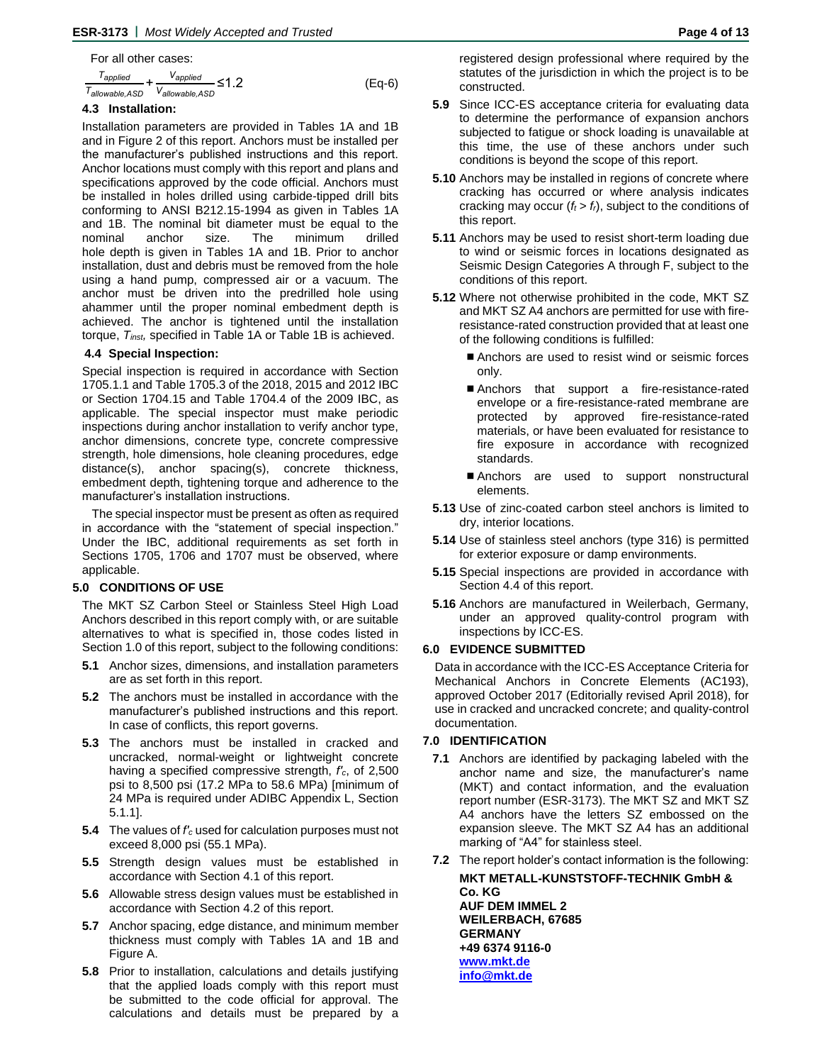For all other cases:

$$\frac{T_{applied}}{T_{allowable,ASD}} + \frac{V_{applied}}{V_{allowable,ASD}} \leq 1.2 \quad \text{(Eq-6)}$$

### 4.3 Installation:

Installation parameters are provided in Tables 1A and 1B and in Figure 2 of this report. Anchors must be installed per the manufacturer's published instructions and this report. Anchor locations must comply with this report and plans and specifications approved by the code official. Anchors must be installed in holes drilled using carbide-tipped drill bits conforming to ANSI B212.15-1994 as given in Tables 1A and 1B. The nominal bit diameter must be equal to the nominal anchor size. The minimum drilled hole depth is given in Tables 1A and 1B. Prior to anchor installation, dust and debris must be removed from the hole using a hand pump, compressed air or a vacuum. The anchor must be driven into the predrilled hole using ahammer until the proper nominal embedment depth is achieved. The anchor is tightened until the installation torque, $T_{inst}$, specified in Table 1A or Table 1B is achieved.

### 4.4 Special Inspection:

Special inspection is required in accordance with Section 1705.1.1 and Table 1705.3 of the 2018, 2015 and 2012 IBC or Section 1704.15 and Table 1704.4 of the 2009 IBC, as applicable. The special inspector must make periodic inspections during anchor installation to verify anchor type, anchor dimensions, concrete type, concrete compressive strength, hole dimensions, hole cleaning procedures, edge distance(s), anchor spacing(s), concrete thickness, embedment depth, tightening torque and adherence to the manufacturer's installation instructions.

The special inspector must be present as often as required in accordance with the "statement of special inspection." Under the IBC, additional requirements as set forth in Sections 1705, 1706 and 1707 must be observed, where applicable.

## 5.0 CONDITIONS OF USE

The MKT SZ Carbon Steel or Stainless Steel High Load Anchors described in this report comply with, or are suitable alternatives to what is specified in, those codes listed in Section 1.0 of this report, subject to the following conditions:

**5.1** Anchor sizes, dimensions, and installation parameters are as set forth in this report.

**5.2** The anchors must be installed in accordance with the manufacturer's published instructions and this report. In case of conflicts, this report governs.

**5.3** The anchors must be installed in cracked and uncracked, normal-weight or lightweight concrete having a specified compressive strength, $f'_c$, of 2,500 psi to 8,500 psi (17.2 MPa to 58.6 MPa) [minimum of 24 MPa is required under ADIBC Appendix L, Section 5.1.1].

**5.4** The values of $f'_c$ used for calculation purposes must not exceed 8,000 psi (55.1 MPa).

**5.5** Strength design values must be established in accordance with Section 4.1 of this report.

**5.6** Allowable stress design values must be established in accordance with Section 4.2 of this report.

**5.7** Anchor spacing, edge distance, and minimum member thickness must comply with Tables 1A and 1B and Figure A.

**5.8** Prior to installation, calculations and details justifying that the applied loads comply with this report must be submitted to the code official for approval. The calculations and details must be prepared by a registered design professional where required by the statutes of the jurisdiction in which the project is to be constructed.

**5.9** Since ICC-ES acceptance criteria for evaluating data to determine the performance of expansion anchors subjected to fatigue or shock loading is unavailable at this time, the use of these anchors under such conditions is beyond the scope of this report.

**5.10** Anchors may be installed in regions of concrete where cracking has occurred or where analysis indicates cracking may occur ($f_t > f_r$), subject to the conditions of this report.

**5.11** Anchors may be used to resist short-term loading due to wind or seismic forces in locations designated as Seismic Design Categories A through F, subject to the conditions of this report.

**5.12** Where not otherwise prohibited in the code, MKT SZ and MKT SZ A4 anchors are permitted for use with fire-resistance-rated construction provided that at least one of the following conditions is fulfilled:

- Anchors are used to resist wind or seismic forces only.
- Anchors that support a fire-resistance-rated envelope or a fire-resistance-rated membrane are protected by approved fire-resistance-rated materials, or have been evaluated for resistance to fire exposure in accordance with recognized standards.
- Anchors are used to support nonstructural elements.

**5.13** Use of zinc-coated carbon steel anchors is limited to dry, interior locations.

**5.14** Use of stainless steel anchors (type 316) is permitted for exterior exposure or damp environments.

**5.15** Special inspections are provided in accordance with Section 4.4 of this report.

**5.16** Anchors are manufactured in Weilerbach, Germany, under an approved quality-control program with inspections by ICC-ES.

## 6.0 EVIDENCE SUBMITTED

Data in accordance with the ICC-ES Acceptance Criteria for Mechanical Anchors in Concrete Elements (AC193), approved October 2017 (Editorially revised April 2018), for use in cracked and uncracked concrete; and quality-control documentation.

## 7.0 IDENTIFICATION

**7.1** Anchors are identified by packaging labeled with the anchor name and size, the manufacturer's name (MKT) and contact information, and the evaluation report number (ESR-3173). The MKT SZ and MKT SZ A4 anchors have the letters SZ embossed on the expansion sleeve. The MKT SZ A4 has an additional marking of "A4" for stainless steel.

**7.2** The report holder's contact information is the following:

**MKT METALL-KUNSTSTOFF-TECHNIK GmbH & Co. KG**
**AUF DEM IMMEL 2**
**WEILERBACH, 67685**
**GERMANY**
**+49 6374 9116-0**
**www.mkt.de**
**info@mkt.de**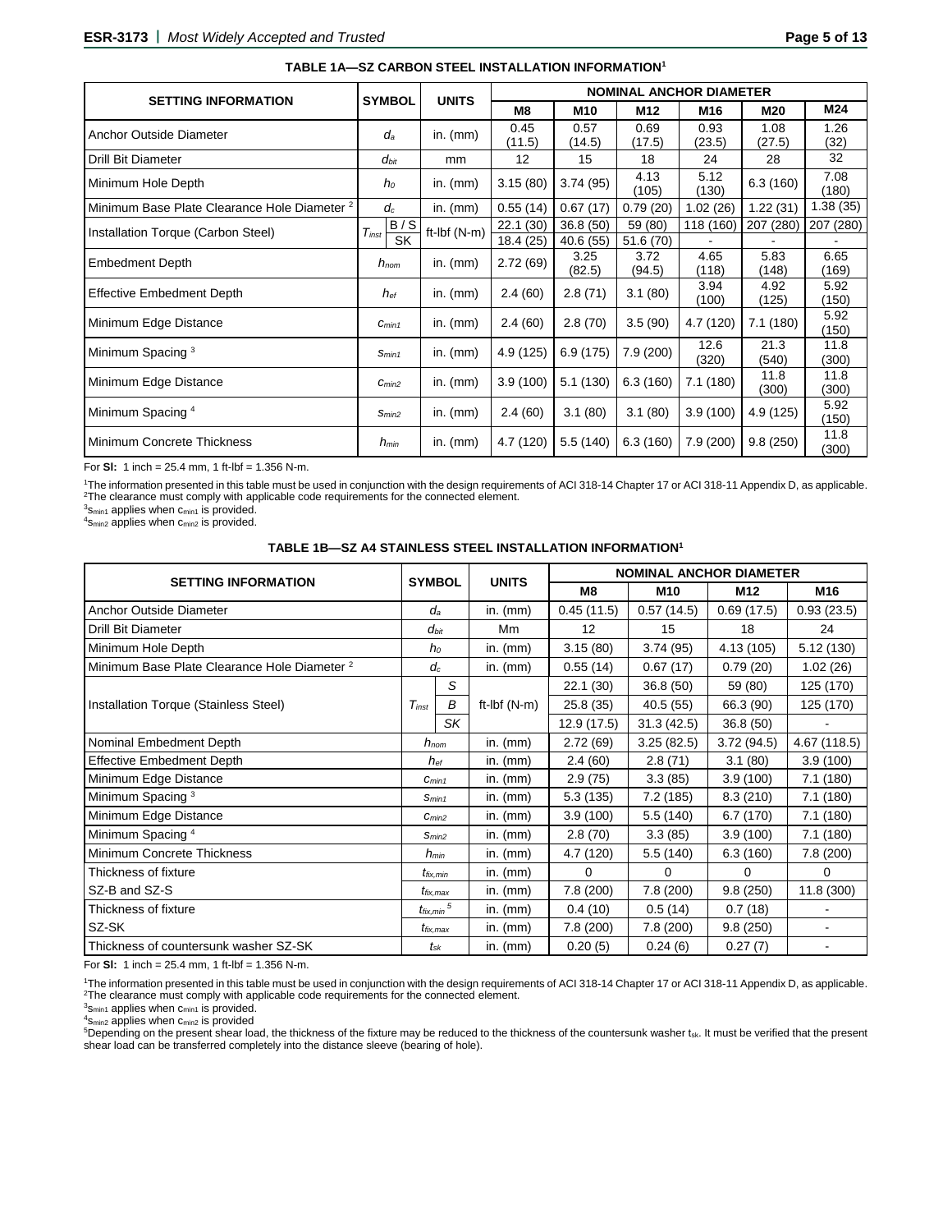**TABLE 1A—SZ CARBON STEEL INSTALLATION INFORMATION[1]**

| SETTING INFORMATION | SYMBOL | | UNITS | NOMINAL ANCHOR DIAMETER | | | | | |
|---|---|---|---|---|---|---|---|---|---|
| | | | | M8 | M10 | M12 | M16 | M20 | M24 |
| Anchor Outside Diameter | $d_a$ | | in. (mm) | 0.45 (11.5) | 0.57 (14.5) | 0.69 (17.5) | 0.93 (23.5) | 1.08 (27.5) | 1.26 (32) |
| Drill Bit Diameter | $d_{bit}$ | | mm | 12 | 15 | 18 | 24 | 28 | 32 |
| Minimum Hole Depth | $h_0$ | | in. (mm) | 3.15 (80) | 3.74 (95) | 4.13 (105) | 5.12 (130) | 6.3 (160) | 7.08 (180) |
| Minimum Base Plate Clearance Hole Diameter [2] | $d_c$ | | in. (mm) | 0.55 (14) | 0.67 (17) | 0.79 (20) | 1.02 (26) | 1.22 (31) | 1.38 (35) |
| Installation Torque (Carbon Steel) | $T_{inst}$ | B / S | ft-lbf (N-m) | 22.1 (30) | 36.8 (50) | 59 (80) | 118 (160) | 207 (280) | 207 (280) |
| | | SK | | 18.4 (25) | 40.6 (55) | 51.6 (70) | - | - | - |
| Embedment Depth | $h_{nom}$ | | in. (mm) | 2.72 (69) | 3.25 (82.5) | 3.72 (94.5) | 4.65 (118) | 5.83 (148) | 6.65 (169) |
| Effective Embedment Depth | $h_{ef}$ | | in. (mm) | 2.4 (60) | 2.8 (71) | 3.1 (80) | 3.94 (100) | 4.92 (125) | 5.92 (150) |
| Minimum Edge Distance | $c_{min1}$ | | in. (mm) | 2.4 (60) | 2.8 (70) | 3.5 (90) | 4.7 (120) | 7.1 (180) | 5.92 (150) |
| Minimum Spacing [3] | $s_{min1}$ | | in. (mm) | 4.9 (125) | 6.9 (175) | 7.9 (200) | 12.6 (320) | 21.3 (540) | 11.8 (300) |
| Minimum Edge Distance | $c_{min2}$ | | in. (mm) | 3.9 (100) | 5.1 (130) | 6.3 (160) | 7.1 (180) | 11.8 (300) | 11.8 (300) |
| Minimum Spacing [4] | $s_{min2}$ | | in. (mm) | 2.4 (60) | 3.1 (80) | 3.1 (80) | 3.9 (100) | 4.9 (125) | 5.92 (150) |
| Minimum Concrete Thickness | $h_{min}$ | | in. (mm) | 4.7 (120) | 5.5 (140) | 6.3 (160) | 7.9 (200) | 9.8 (250) | 11.8 (300) |

For **SI:** 1 inch = 25.4 mm, 1 ft-lbf = 1.356 N-m.

[1]The information presented in this table must be used in conjunction with the design requirements of ACI 318-14 Chapter 17 or ACI 318-11 Appendix D, as applicable.
[2]The clearance must comply with applicable code requirements for the connected element.
[3]$s_{min1}$ applies when $c_{min1}$ is provided.
[4]$s_{min2}$ applies when $c_{min2}$ is provided.

**TABLE 1B—SZ A4 STAINLESS STEEL INSTALLATION INFORMATION[1]**

| SETTING INFORMATION | SYMBOL | | UNITS | NOMINAL ANCHOR DIAMETER | | | |
|---|---|---|---|---|---|---|---|
| | | | | M8 | M10 | M12 | M16 |
| Anchor Outside Diameter | $d_a$ | | in. (mm) | 0.45 (11.5) | 0.57 (14.5) | 0.69 (17.5) | 0.93 (23.5) |
| Drill Bit Diameter | $d_{bit}$ | | Mm | 12 | 15 | 18 | 24 |
| Minimum Hole Depth | $h_0$ | | in. (mm) | 3.15 (80) | 3.74 (95) | 4.13 (105) | 5.12 (130) |
| Minimum Base Plate Clearance Hole Diameter [2] | $d_c$ | | in. (mm) | 0.55 (14) | 0.67 (17) | 0.79 (20) | 1.02 (26) |
| Installation Torque (Stainless Steel) | $T_{inst}$ | S | ft-lbf (N-m) | 22.1 (30) | 36.8 (50) | 59 (80) | 125 (170) |
| | | B | | 25.8 (35) | 40.5 (55) | 66.3 (90) | 125 (170) |
| | | SK | | 12.9 (17.5) | 31.3 (42.5) | 36.8 (50) | - |
| Nominal Embedment Depth | $h_{nom}$ | | in. (mm) | 2.72 (69) | 3.25 (82.5) | 3.72 (94.5) | 4.67 (118.5) |
| Effective Embedment Depth | $h_{ef}$ | | in. (mm) | 2.4 (60) | 2.8 (71) | 3.1 (80) | 3.9 (100) |
| Minimum Edge Distance | $c_{min1}$ | | in. (mm) | 2.9 (75) | 3.3 (85) | 3.9 (100) | 7.1 (180) |
| Minimum Spacing [3] | $s_{min1}$ | | in. (mm) | 5.3 (135) | 7.2 (185) | 8.3 (210) | 7.1 (180) |
| Minimum Edge Distance | $c_{min2}$ | | in. (mm) | 3.9 (100) | 5.5 (140) | 6.7 (170) | 7.1 (180) |
| Minimum Spacing [4] | $s_{min2}$ | | in. (mm) | 2.8 (70) | 3.3 (85) | 3.9 (100) | 7.1 (180) |
| Minimum Concrete Thickness | $h_{min}$ | | in. (mm) | 4.7 (120) | 5.5 (140) | 6.3 (160) | 7.8 (200) |
| Thickness of fixture | $t_{fix,min}$ | | in. (mm) | 0 | 0 | 0 | 0 |
| SZ-B and SZ-S | $t_{fix,max}$ | | in. (mm) | 7.8 (200) | 7.8 (200) | 9.8 (250) | 11.8 (300) |
| Thickness of fixture | $t_{fix,min}$ [5] | | in. (mm) | 0.4 (10) | 0.5 (14) | 0.7 (18) | - |
| SZ-SK | $t_{fix,max}$ | | in. (mm) | 7.8 (200) | 7.8 (200) | 9.8 (250) | - |
| Thickness of countersunk washer SZ-SK | $t_{sk}$ | | in. (mm) | 0.20 (5) | 0.24 (6) | 0.27 (7) | - |

For **SI:** 1 inch = 25.4 mm, 1 ft-lbf = 1.356 N-m.

[1]The information presented in this table must be used in conjunction with the design requirements of ACI 318-14 Chapter 17 or ACI 318-11 Appendix D, as applicable.
[2]The clearance must comply with applicable code requirements for the connected element.
[3]$s_{min1}$ applies when $c_{min1}$ is provided.
[4]$s_{min2}$ applies when $c_{min2}$ is provided
[5]Depending on the present shear load, the thickness of the fixture may be reduced to the thickness of the countersunk washer $t_{sk}$. It must be verified that the present shear load can be transferred completely into the distance sleeve (bearing of hole).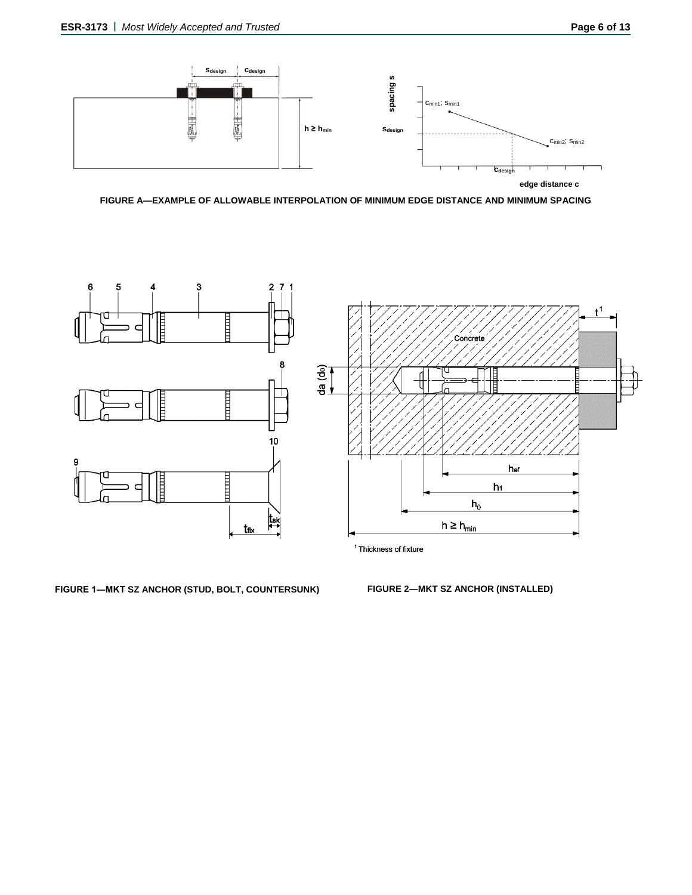FIGURE A—EXAMPLE OF ALLOWABLE INTERPOLATION OF MINIMUM EDGE DISTANCE AND MINIMUM SPACING

FIGURE 1—MKT SZ ANCHOR (STUD, BOLT, COUNTERSUNK)

FIGURE 2—MKT SZ ANCHOR (INSTALLED)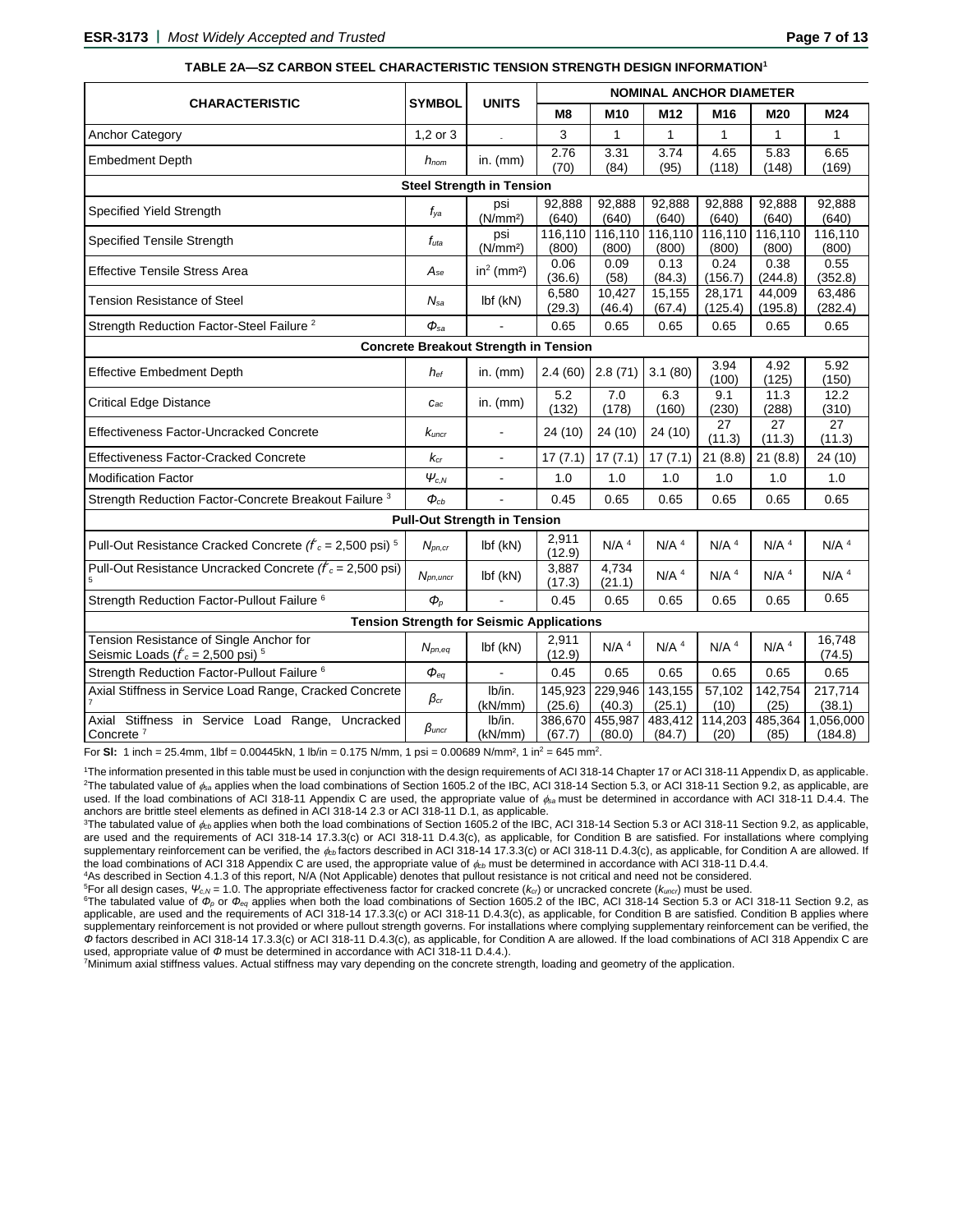**TABLE 2A—SZ CARBON STEEL CHARACTERISTIC TENSION STRENGTH DESIGN INFORMATION[1]**

| CHARACTERISTIC | SYMBOL | UNITS | NOMINAL ANCHOR DIAMETER | | | | | |
|---|---|---|---|---|---|---|---|---|
| | | | M8 | M10 | M12 | M16 | M20 | M24 |
| Anchor Category | 1,2 or 3 | - | 3 | 1 | 1 | 1 | 1 | 1 |
| Embedment Depth | $h_{nom}$ | in. (mm) | 2.76 (70) | 3.31 (84) | 3.74 (95) | 4.65 (118) | 5.83 (148) | 6.65 (169) |
| **Steel Strength in Tension** | | | | | | | | |
| Specified Yield Strength | $f_{ya}$ | psi (N/mm²) | 92,888 (640) | 92,888 (640) | 92,888 (640) | 92,888 (640) | 92,888 (640) | 92,888 (640) |
| Specified Tensile Strength | $f_{uta}$ | psi (N/mm²) | 116,110 (800) | 116,110 (800) | 116,110 (800) | 116,110 (800) | 116,110 (800) | 116,110 (800) |
| Effective Tensile Stress Area | $A_{se}$ | in² (mm²) | 0.06 (36.6) | 0.09 (58) | 0.13 (84.3) | 0.24 (156.7) | 0.38 (244.8) | 0.55 (352.8) |
| Tension Resistance of Steel | $N_{sa}$ | lbf (kN) | 6,580 (29.3) | 10,427 (46.4) | 15,155 (67.4) | 28,171 (125.4) | 44,009 (195.8) | 63,486 (282.4) |
| Strength Reduction Factor-Steel Failure [2] | $\Phi_{sa}$ | - | 0.65 | 0.65 | 0.65 | 0.65 | 0.65 | 0.65 |
| **Concrete Breakout Strength in Tension** | | | | | | | | |
| Effective Embedment Depth | $h_{ef}$ | in. (mm) | 2.4 (60) | 2.8 (71) | 3.1 (80) | 3.94 (100) | 4.92 (125) | 5.92 (150) |
| Critical Edge Distance | $c_{ac}$ | in. (mm) | 5.2 (132) | 7.0 (178) | 6.3 (160) | 9.1 (230) | 11.3 (288) | 12.2 (310) |
| Effectiveness Factor-Uncracked Concrete | $k_{uncr}$ | - | 24 (10) | 24 (10) | 24 (10) | 27 (11.3) | 27 (11.3) | 27 (11.3) |
| Effectiveness Factor-Cracked Concrete | $k_{cr}$ | - | 17 (7.1) | 17 (7.1) | 17 (7.1) | 21 (8.8) | 21 (8.8) | 24 (10) |
| Modification Factor | $\Psi_{c,N}$ | - | 1.0 | 1.0 | 1.0 | 1.0 | 1.0 | 1.0 |
| Strength Reduction Factor-Concrete Breakout Failure [3] | $\Phi_{cb}$ | - | 0.45 | 0.65 | 0.65 | 0.65 | 0.65 | 0.65 |
| **Pull-Out Strength in Tension** | | | | | | | | |
| Pull-Out Resistance Cracked Concrete ($f'_c$ = 2,500 psi) [5] | $N_{pn,cr}$ | lbf (kN) | 2,911 (12.9) | N/A [4] | N/A [4] | N/A [4] | N/A [4] | N/A [4] |
| Pull-Out Resistance Uncracked Concrete ($f'_c$ = 2,500 psi) [5] | $N_{pn,uncr}$ | lbf (kN) | 3,887 (17.3) | 4,734 (21.1) | N/A [4] | N/A [4] | N/A [4] | N/A [4] |
| Strength Reduction Factor-Pullout Failure [6] | $\Phi_p$ | - | 0.45 | 0.65 | 0.65 | 0.65 | 0.65 | 0.65 |
| **Tension Strength for Seismic Applications** | | | | | | | | |
| Tension Resistance of Single Anchor for Seismic Loads ($f'_c$ = 2,500 psi) [5] | $N_{pn,eq}$ | lbf (kN) | 2,911 (12.9) | N/A [4] | N/A [4] | N/A [4] | N/A [4] | 16,748 (74.5) |
| Strength Reduction Factor-Pullout Failure [6] | $\Phi_{eq}$ | - | 0.45 | 0.65 | 0.65 | 0.65 | 0.65 | 0.65 |
| Axial Stiffness in Service Load Range, Cracked Concrete [7] | $\beta_{cr}$ | lb/in. (kN/mm) | 145,923 (25.6) | 229,946 (40.3) | 143,155 (25.1) | 57,102 (10) | 142,754 (25) | 217,714 (38.1) |
| Axial Stiffness in Service Load Range, Uncracked Concrete [7] | $\beta_{uncr}$ | lb/in. (kN/mm) | 386,670 (67.7) | 455,987 (80.0) | 483,412 (84.7) | 114,203 (20) | 485,364 (85) | 1,056,000 (184.8) |

For **SI:** 1 inch = 25.4mm, 1lbf = 0.00445kN, 1 lb/in = 0.175 N/mm, 1 psi = 0.00689 N/mm², 1 in² = 645 mm².

[1]The information presented in this table must be used in conjunction with the design requirements of ACI 318-14 Chapter 17 or ACI 318-11 Appendix D, as applicable.
[2]The tabulated value of $\phi_{sa}$ applies when the load combinations of Section 1605.2 of the IBC, ACI 318-14 Section 5.3, or ACI 318-11 Section 9.2, as applicable, are used. If the load combinations of ACI 318-11 Appendix C are used, the appropriate value of $\phi_{sa}$ must be determined in accordance with ACI 318-11 D.4.4. The anchors are brittle steel elements as defined in ACI 318-14 2.3 or ACI 318-11 D.1, as applicable.
[3]The tabulated value of $\phi_{cb}$ applies when both the load combinations of Section 1605.2 of the IBC, ACI 318-14 Section 5.3 or ACI 318-11 Section 9.2, as applicable, are used and the requirements of ACI 318-14 17.3.3(c) or ACI 318-11 D.4.3(c), as applicable, for Condition B are satisfied. For installations where complying supplementary reinforcement can be verified, the $\phi_{cb}$ factors described in ACI 318-14 17.3.3(c) or ACI 318-11 D.4.3(c), as applicable, for Condition A are allowed. If the load combinations of ACI 318 Appendix C are used, the appropriate value of $\phi_{cb}$ must be determined in accordance with ACI 318-11 D.4.4.
[4]As described in Section 4.1.3 of this report, N/A (Not Applicable) denotes that pullout resistance is not critical and need not be considered.
[5]For all design cases, $\Psi_{c,N}$ = 1.0. The appropriate effectiveness factor for cracked concrete ($k_{cr}$) or uncracked concrete ($k_{uncr}$) must be used.
[6]The tabulated value of $\Phi_p$ or $\Phi_{eq}$ applies when both the load combinations of Section 1605.2 of the IBC, ACI 318-14 Section 5.3 or ACI 318-11 Section 9.2, as applicable, are used and the requirements of ACI 318-14 17.3.3(c) or ACI 318-11 D.4.3(c), as applicable, for Condition B are satisfied. Condition B applies where supplementary reinforcement is not provided or where pullout strength governs. For installations where complying supplementary reinforcement can be verified, the $\Phi$ factors described in ACI 318-14 17.3.3(c) or ACI 318-11 D.4.3(c), as applicable, for Condition A are allowed. If the load combinations of ACI 318 Appendix C are used, appropriate value of $\Phi$ must be determined in accordance with ACI 318-11 D.4.4.).
[7]Minimum axial stiffness values. Actual stiffness may vary depending on the concrete strength, loading and geometry of the application.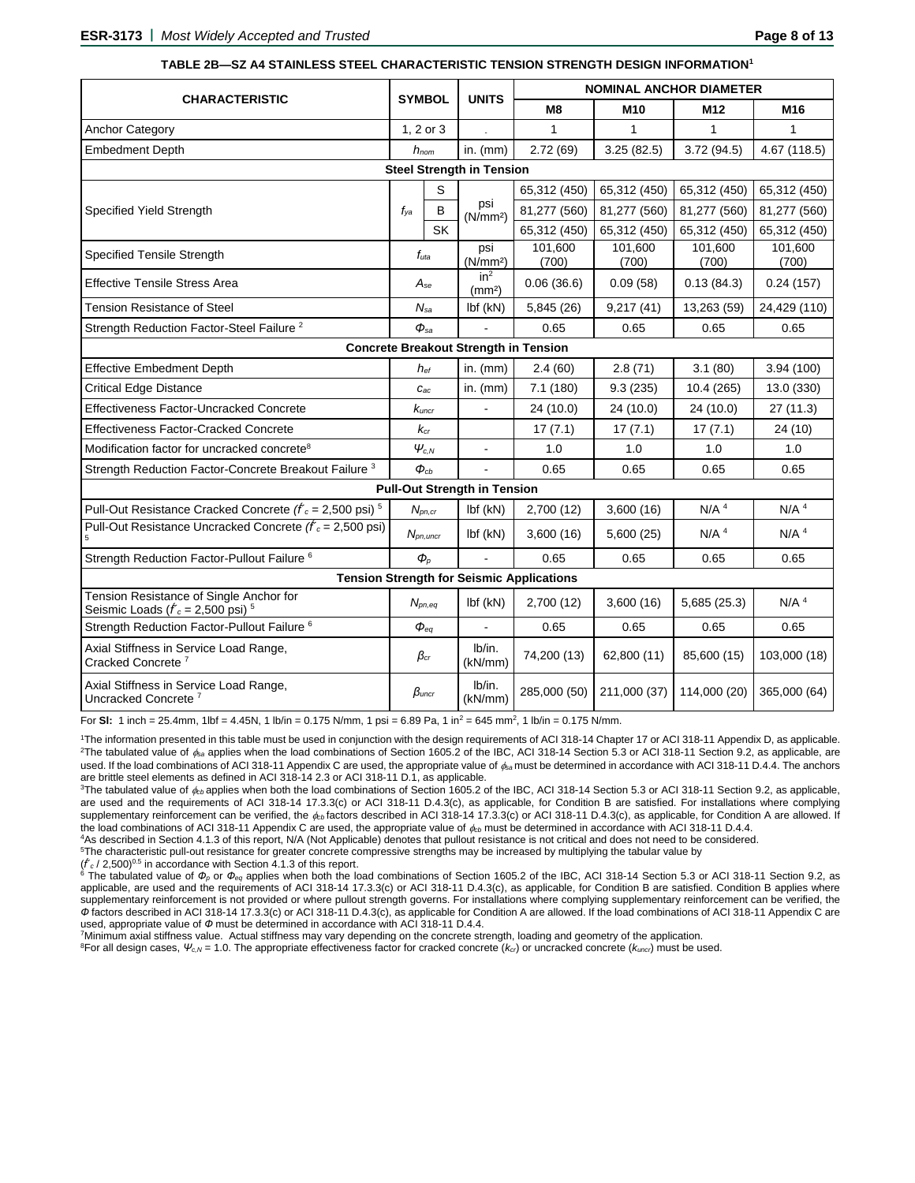**TABLE 2B—SZ A4 STAINLESS STEEL CHARACTERISTIC TENSION STRENGTH DESIGN INFORMATION[1]**

| CHARACTERISTIC | SYMBOL | | UNITS | NOMINAL ANCHOR DIAMETER | | | |
|---|---|---|---|---|---|---|---|
| | | | | M8 | M10 | M12 | M16 |
| Anchor Category | 1, 2 or 3 | | - | 1 | 1 | 1 | 1 |
| Embedment Depth | $h_{nom}$ | | in. (mm) | 2.72 (69) | 3.25 (82.5) | 3.72 (94.5) | 4.67 (118.5) |
| **Steel Strength in Tension** | | | | | | | |
| Specified Yield Strength | $f_{ya}$ | S | psi (N/mm²) | 65,312 (450) | 65,312 (450) | 65,312 (450) | 65,312 (450) |
| | | B | | 81,277 (560) | 81,277 (560) | 81,277 (560) | 81,277 (560) |
| | | SK | | 65,312 (450) | 65,312 (450) | 65,312 (450) | 65,312 (450) |
| Specified Tensile Strength | $f_{uta}$ | | psi (N/mm²) | 101,600 (700) | 101,600 (700) | 101,600 (700) | 101,600 (700) |
| Effective Tensile Stress Area | $A_{se}$ | | in² (mm²) | 0.06 (36.6) | 0.09 (58) | 0.13 (84.3) | 0.24 (157) |
| Tension Resistance of Steel | $N_{sa}$ | | lbf (kN) | 5,845 (26) | 9,217 (41) | 13,263 (59) | 24,429 (110) |
| Strength Reduction Factor-Steel Failure [2] | $\Phi_{sa}$ | | - | 0.65 | 0.65 | 0.65 | 0.65 |
| **Concrete Breakout Strength in Tension** | | | | | | | |
| Effective Embedment Depth | $h_{ef}$ | | in. (mm) | 2.4 (60) | 2.8 (71) | 3.1 (80) | 3.94 (100) |
| Critical Edge Distance | $c_{ac}$ | | in. (mm) | 7.1 (180) | 9.3 (235) | 10.4 (265) | 13.0 (330) |
| Effectiveness Factor-Uncracked Concrete | $k_{uncr}$ | | - | 24 (10.0) | 24 (10.0) | 24 (10.0) | 27 (11.3) |
| Effectiveness Factor-Cracked Concrete | $k_{cr}$ | | | 17 (7.1) | 17 (7.1) | 17 (7.1) | 24 (10) |
| Modification factor for uncracked concrete[8] | $\Psi_{c,N}$ | | - | 1.0 | 1.0 | 1.0 | 1.0 |
| Strength Reduction Factor-Concrete Breakout Failure [3] | $\Phi_{cb}$ | | - | 0.65 | 0.65 | 0.65 | 0.65 |
| **Pull-Out Strength in Tension** | | | | | | | |
| Pull-Out Resistance Cracked Concrete ($f'_c$ = 2,500 psi) [5] | $N_{pn,cr}$ | | lbf (kN) | 2,700 (12) | 3,600 (16) | N/A [4] | N/A [4] |
| Pull-Out Resistance Uncracked Concrete ($f'_c$ = 2,500 psi) [5] | $N_{pn,uncr}$ | | lbf (kN) | 3,600 (16) | 5,600 (25) | N/A [4] | N/A [4] |
| Strength Reduction Factor-Pullout Failure [6] | $\Phi_p$ | | - | 0.65 | 0.65 | 0.65 | 0.65 |
| **Tension Strength for Seismic Applications** | | | | | | | |
| Tension Resistance of Single Anchor for Seismic Loads ($f'_c$ = 2,500 psi) [5] | $N_{pn,eq}$ | | lbf (kN) | 2,700 (12) | 3,600 (16) | 5,685 (25.3) | N/A [4] |
| Strength Reduction Factor-Pullout Failure [6] | $\Phi_{eq}$ | | - | 0.65 | 0.65 | 0.65 | 0.65 |
| Axial Stiffness in Service Load Range, Cracked Concrete [7] | $\beta_{cr}$ | | lb/in. (kN/mm) | 74,200 (13) | 62,800 (11) | 85,600 (15) | 103,000 (18) |
| Axial Stiffness in Service Load Range, Uncracked Concrete [7] | $\beta_{uncr}$ | | lb/in. (kN/mm) | 285,000 (50) | 211,000 (37) | 114,000 (20) | 365,000 (64) |

For **SI:** 1 inch = 25.4mm, 1lbf = 4.45N, 1 lb/in = 0.175 N/mm, 1 psi = 6.89 Pa, 1 in² = 645 mm², 1 lb/in = 0.175 N/mm.

[1]The information presented in this table must be used in conjunction with the design requirements of ACI 318-14 Chapter 17 or ACI 318-11 Appendix D, as applicable.
[2]The tabulated value of $\phi_{sa}$ applies when the load combinations of Section 1605.2 of the IBC, ACI 318-14 Section 5.3 or ACI 318-11 Section 9.2, as applicable, are used. If the load combinations of ACI 318-11 Appendix C are used, the appropriate value of $\phi_{sa}$ must be determined in accordance with ACI 318-11 D.4.4. The anchors are brittle steel elements as defined in ACI 318-14 2.3 or ACI 318-11 D.1, as applicable.
[3]The tabulated value of $\phi_{cb}$ applies when both the load combinations of Section 1605.2 of the IBC, ACI 318-14 Section 5.3 or ACI 318-11 Section 9.2, as applicable, are used and the requirements of ACI 318-14 17.3.3(c) or ACI 318-11 D.4.3(c), as applicable, for Condition B are satisfied. For installations where complying supplementary reinforcement can be verified, the $\phi_{cb}$ factors described in ACI 318-14 17.3.3(c) or ACI 318-11 D.4.3(c), as applicable, for Condition A are allowed. If the load combinations of ACI 318-11 Appendix C are used, the appropriate value of $\phi_{cb}$ must be determined in accordance with ACI 318-11 D.4.4.
[4]As described in Section 4.1.3 of this report, N/A (Not Applicable) denotes that pullout resistance is not critical and does not need to be considered.
[5]The characteristic pull-out resistance for greater concrete compressive strengths may be increased by multiplying the tabular value by ($f'_c$ / 2,500)$^{0.5}$ in accordance with Section 4.1.3 of this report.
[6] The tabulated value of $\Phi_p$ or $\Phi_{eq}$ applies when both the load combinations of Section 1605.2 of the IBC, ACI 318-14 Section 5.3 or ACI 318-11 Section 9.2, as applicable, are used and the requirements of ACI 318-14 17.3.3(c) or ACI 318-11 D.4.3(c), as applicable, for Condition B are satisfied. Condition B applies where supplementary reinforcement is not provided or where pullout strength governs. For installations where complying supplementary reinforcement can be verified, the $\Phi$ factors described in ACI 318-14 17.3.3(c) or ACI 318-11 D.4.3(c), as applicable for Condition A are allowed. If the load combinations of ACI 318-11 Appendix C are used, appropriate value of $\Phi$ must be determined in accordance with ACI 318-11 D.4.4.
[7]Minimum axial stiffness value. Actual stiffness may vary depending on the concrete strength, loading and geometry of the application.
[8]For all design cases, $\Psi_{c,N}$ = 1.0. The appropriate effectiveness factor for cracked concrete ($k_{cr}$) or uncracked concrete ($k_{uncr}$) must be used.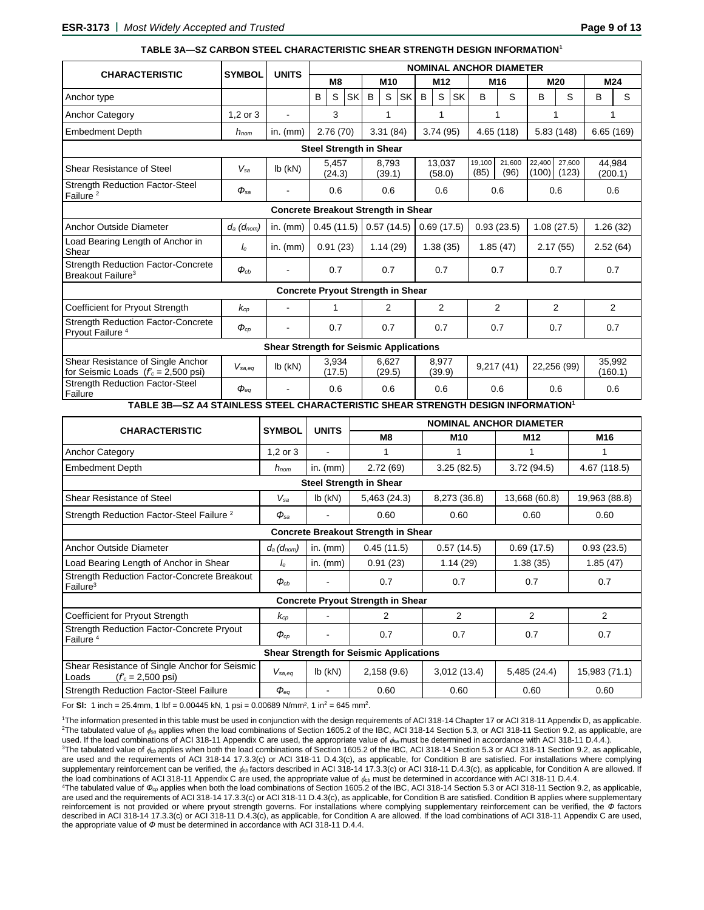**TABLE 3A—SZ CARBON STEEL CHARACTERISTIC SHEAR STRENGTH DESIGN INFORMATION[1]**

| CHARACTERISTIC | SYMBOL | UNITS | NOMINAL ANCHOR DIAMETER | | | | | | | | | | | | | | | |
|---|---|---|---|---|---|---|---|---|---|---|---|---|---|---|---|---|---|---|
| | | | M8 | | | M10 | | | M12 | | | M16 | | M20 | | M24 | |
| Anchor type | | | B | S | SK | B | S | SK | B | S | SK | B | S | B | S | B | S |
| Anchor Category | 1,2 or 3 | - | 3 | | | 1 | | | 1 | | | 1 | | 1 | | 1 | |
| Embedment Depth | $h_{nom}$ | in. (mm) | 2.76 (70) | | | 3.31 (84) | | | 3.74 (95) | | | 4.65 (118) | | 5.83 (148) | | 6.65 (169) | |
| **Steel Strength in Shear** | | | | | | | | | | | | | | | | | |
| Shear Resistance of Steel | $V_{sa}$ | lb (kN) | 5,457 (24.3) | | | 8,793 (39.1) | | | 13,037 (58.0) | | | 19,100 (85) | 21,600 (96) | 22,400 (100) | 27,600 (123) | 44,984 (200.1) | |
| Strength Reduction Factor-Steel Failure [2] | $\Phi_{sa}$ | - | 0.6 | | | 0.6 | | | 0.6 | | | 0.6 | | 0.6 | | 0.6 | |
| **Concrete Breakout Strength in Shear** | | | | | | | | | | | | | | | | | |
| Anchor Outside Diameter | $d_a$ ($d_{nom}$) | in. (mm) | 0.45 (11.5) | | | 0.57 (14.5) | | | 0.69 (17.5) | | | 0.93 (23.5) | | 1.08 (27.5) | | 1.26 (32) | |
| Load Bearing Length of Anchor in Shear | $l_e$ | in. (mm) | 0.91 (23) | | | 1.14 (29) | | | 1.38 (35) | | | 1.85 (47) | | 2.17 (55) | | 2.52 (64) | |
| Strength Reduction Factor-Concrete Breakout Failure[3] | $\Phi_{cb}$ | - | 0.7 | | | 0.7 | | | 0.7 | | | 0.7 | | 0.7 | | 0.7 | |
| **Concrete Pryout Strength in Shear** | | | | | | | | | | | | | | | | | |
| Coefficient for Pryout Strength | $k_{cp}$ | - | 1 | | | 2 | | | 2 | | | 2 | | 2 | | 2 | |
| Strength Reduction Factor-Concrete Pryout Failure [4] | $\Phi_{cp}$ | - | 0.7 | | | 0.7 | | | 0.7 | | | 0.7 | | 0.7 | | 0.7 | |
| **Shear Strength for Seismic Applications** | | | | | | | | | | | | | | | | | |
| Shear Resistance of Single Anchor for Seismic Loads ($f'_c$ = 2,500 psi) | $V_{sa,eq}$ | lb (kN) | 3,934 (17.5) | | | 6,627 (29.5) | | | 8,977 (39.9) | | | 9,217 (41) | | 22,256 (99) | | 35,992 (160.1) | |
| Strength Reduction Factor-Steel Failure | $\Phi_{eq}$ | - | 0.6 | | | 0.6 | | | 0.6 | | | 0.6 | | 0.6 | | 0.6 | |

**TABLE 3B—SZ A4 STAINLESS STEEL CHARACTERISTIC SHEAR STRENGTH DESIGN INFORMATION[1]**

| CHARACTERISTIC | SYMBOL | UNITS | NOMINAL ANCHOR DIAMETER | | | |
|---|---|---|---|---|---|---|
| | | | M8 | M10 | M12 | M16 |
| Anchor Category | 1,2 or 3 | - | 1 | 1 | 1 | 1 |
| Embedment Depth | $h_{nom}$ | in. (mm) | 2.72 (69) | 3.25 (82.5) | 3.72 (94.5) | 4.67 (118.5) |
| **Steel Strength in Shear** | | | | | | |
| Shear Resistance of Steel | $V_{sa}$ | lb (kN) | 5,463 (24.3) | 8,273 (36.8) | 13,668 (60.8) | 19,963 (88.8) |
| Strength Reduction Factor-Steel Failure [2] | $\Phi_{sa}$ | - | 0.60 | 0.60 | 0.60 | 0.60 |
| **Concrete Breakout Strength in Shear** | | | | | | |
| Anchor Outside Diameter | $d_a$ ($d_{nom}$) | in. (mm) | 0.45 (11.5) | 0.57 (14.5) | 0.69 (17.5) | 0.93 (23.5) |
| Load Bearing Length of Anchor in Shear | $l_e$ | in. (mm) | 0.91 (23) | 1.14 (29) | 1.38 (35) | 1.85 (47) |
| Strength Reduction Factor-Concrete Breakout Failure[3] | $\Phi_{cb}$ | - | 0.7 | 0.7 | 0.7 | 0.7 |
| **Concrete Pryout Strength in Shear** | | | | | | |
| Coefficient for Pryout Strength | $k_{cp}$ | - | 2 | 2 | 2 | 2 |
| Strength Reduction Factor-Concrete Pryout Failure [4] | $\Phi_{cp}$ | - | 0.7 | 0.7 | 0.7 | 0.7 |
| **Shear Strength for Seismic Applications** | | | | | | |
| Shear Resistance of Single Anchor for Seismic Loads ($f'_c$ = 2,500 psi) | $V_{sa,eq}$ | lb (kN) | 2,158 (9.6) | 3,012 (13.4) | 5,485 (24.4) | 15,983 (71.1) |
| Strength Reduction Factor-Steel Failure | $\Phi_{eq}$ | - | 0.60 | 0.60 | 0.60 | 0.60 |

For **SI:** 1 inch = 25.4mm, 1 lbf = 0.00445 kN, 1 psi = 0.00689 N/mm², 1 in² = 645 mm².

[1]The information presented in this table must be used in conjunction with the design requirements of ACI 318-14 Chapter 17 or ACI 318-11 Appendix D, as applicable.
[2]The tabulated value of $\phi_{sa}$ applies when the load combinations of Section 1605.2 of the IBC, ACI 318-14 Section 5.3, or ACI 318-11 Section 9.2, as applicable, are used. If the load combinations of ACI 318-11 Appendix C are used, the appropriate value of $\phi_{sa}$ must be determined in accordance with ACI 318-11 D.4.4.).
[3]The tabulated value of $\phi_{cb}$ applies when both the load combinations of Section 1605.2 of the IBC, ACI 318-14 Section 5.3 or ACI 318-11 Section 9.2, as applicable, are used and the requirements of ACI 318-14 17.3.3(c) or ACI 318-11 D.4.3(c), as applicable, for Condition B are satisfied. For installations where complying supplementary reinforcement can be verified, the $\phi_{cb}$ factors described in ACI 318-14 17.3.3(c) or ACI 318-11 D.4.3(c), as applicable, for Condition A are allowed. If the load combinations of ACI 318-11 Appendix C are used, the appropriate value of $\phi_{cb}$ must be determined in accordance with ACI 318-11 D.4.4.
[4]The tabulated value of $\Phi_{cp}$ applies when both the load combinations of Section 1605.2 of the IBC, ACI 318-14 Section 5.3 or ACI 318-11 Section 9.2, as applicable, are used and the requirements of ACI 318-14 17.3.3(c) or ACI 318-11 D.4.3(c), as applicable, for Condition B are satisfied. Condition B applies where supplementary reinforcement is not provided or where pryout strength governs. For installations where complying supplementary reinforcement can be verified, the $\Phi$ factors described in ACI 318-14 17.3.3(c) or ACI 318-11 D.4.3(c), as applicable, for Condition A are allowed. If the load combinations of ACI 318-11 Appendix C are used, the appropriate value of $\Phi$ must be determined in accordance with ACI 318-11 D.4.4.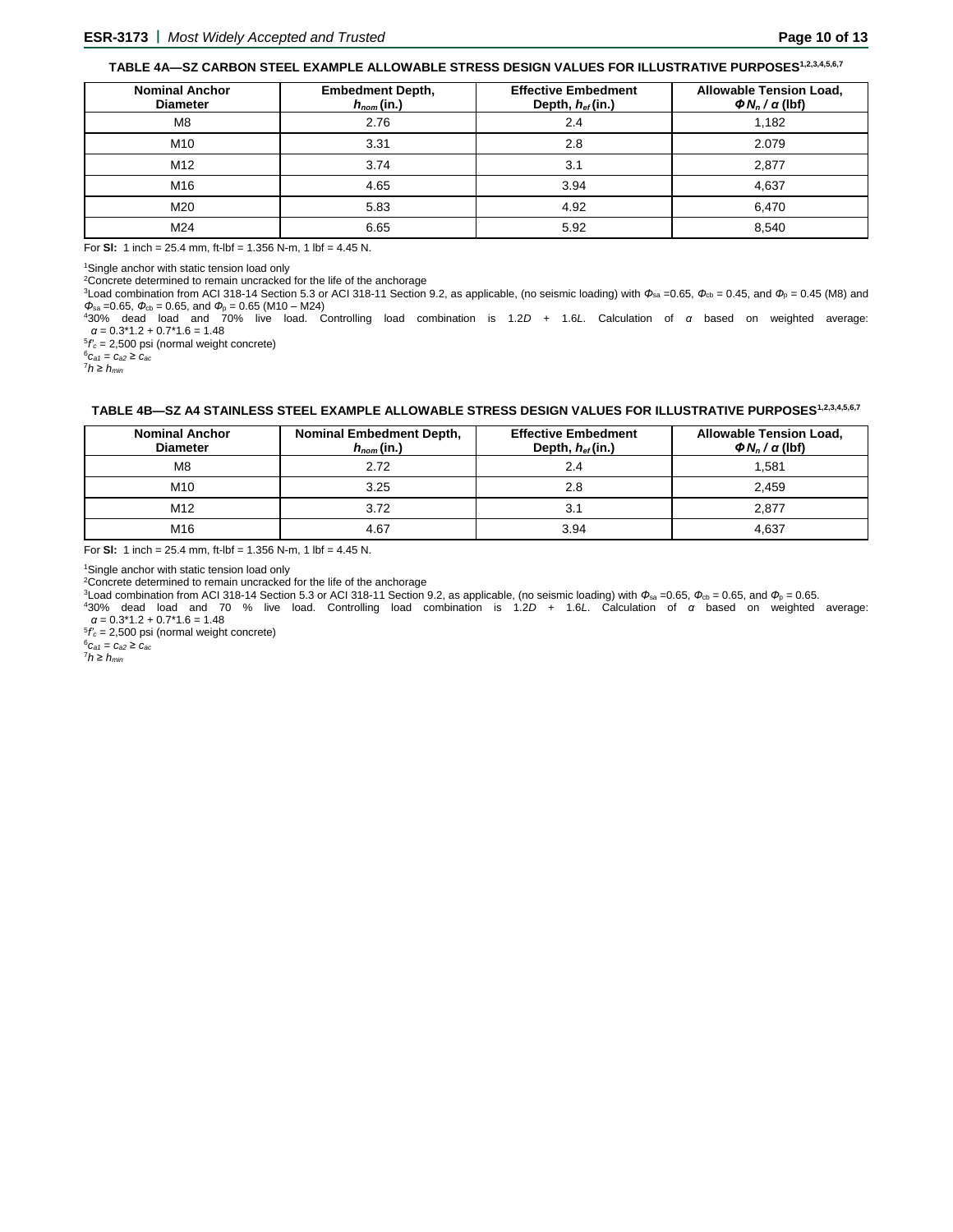### TABLE 4A—SZ CARBON STEEL EXAMPLE ALLOWABLE STRESS DESIGN VALUES FOR ILLUSTRATIVE PURPOSES[1,2,3,4,5,6,7]

| Nominal Anchor Diameter | Embedment Depth, $h_{nom}$ (in.) | Effective Embedment Depth, $h_{ef}$ (in.) | Allowable Tension Load, $\Phi N_n / \alpha$ (lbf) |
|---|---|---|---|
| M8 | 2.76 | 2.4 | 1,182 |
| M10 | 3.31 | 2.8 | 2.079 |
| M12 | 3.74 | 3.1 | 2,877 |
| M16 | 4.65 | 3.94 | 4,637 |
| M20 | 5.83 | 4.92 | 6,470 |
| M24 | 6.65 | 5.92 | 8,540 |

For **SI:** 1 inch = 25.4 mm, ft-lbf = 1.356 N-m, 1 lbf = 4.45 N.

[1]Single anchor with static tension load only

[2]Concrete determined to remain uncracked for the life of the anchorage

[3]Load combination from ACI 318-14 Section 5.3 or ACI 318-11 Section 9.2, as applicable, (no seismic loading) with $\Phi_{sa}$ =0.65, $\Phi_{cb}$ = 0.45, and $\Phi_p$ = 0.45 (M8) and $\Phi_{sa}$ =0.65, $\Phi_{cb}$ = 0.65, and $\Phi_p$ = 0.65 (M10 – M24)

[4]30% dead load and 70% live load. Controlling load combination is 1.2$D$ + 1.6$L$. Calculation of $\alpha$ based on weighted average: $\alpha$ = 0.3*1.2 + 0.7*1.6 = 1.48

[5]$f'_c$ = 2,500 psi (normal weight concrete)

[6]$c_{a1} = c_{a2} \geq c_{ac}$

[7]$h \geq h_{min}$

### TABLE 4B—SZ A4 STAINLESS STEEL EXAMPLE ALLOWABLE STRESS DESIGN VALUES FOR ILLUSTRATIVE PURPOSES[1,2,3,4,5,6,7]

| Nominal Anchor Diameter | Nominal Embedment Depth, $h_{nom}$ (in.) | Effective Embedment Depth, $h_{ef}$ (in.) | Allowable Tension Load, $\Phi N_n / \alpha$ (lbf) |
|---|---|---|---|
| M8 | 2.72 | 2.4 | 1,581 |
| M10 | 3.25 | 2.8 | 2,459 |
| M12 | 3.72 | 3.1 | 2,877 |
| M16 | 4.67 | 3.94 | 4,637 |

For **SI:** 1 inch = 25.4 mm, ft-lbf = 1.356 N-m, 1 lbf = 4.45 N.

[1]Single anchor with static tension load only

[2]Concrete determined to remain uncracked for the life of the anchorage

[3]Load combination from ACI 318-14 Section 5.3 or ACI 318-11 Section 9.2, as applicable, (no seismic loading) with $\Phi_{sa}$ =0.65, $\Phi_{cb}$ = 0.65, and $\Phi_p$ = 0.65.

[4]30% dead load and 70 % live load. Controlling load combination is 1.2$D$ + 1.6$L$. Calculation of $\alpha$ based on weighted average: $\alpha$ = 0.3*1.2 + 0.7*1.6 = 1.48

[5]$f'_c$ = 2,500 psi (normal weight concrete)

[6]$c_{a1} = c_{a2} \geq c_{ac}$

[7]$h \geq h_{min}$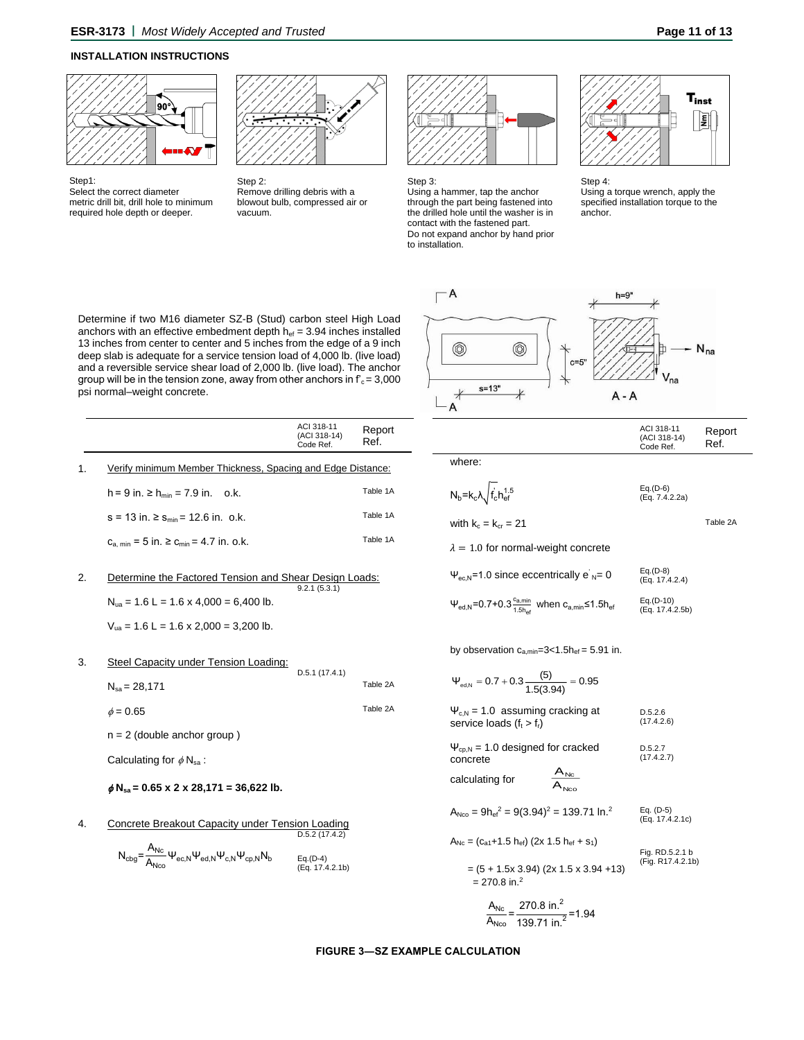## INSTALLATION INSTRUCTIONS

Step1:
Select the correct diameter metric drill bit, drill hole to minimum required hole depth or deeper.

Step 2:
Remove drilling debris with a blowout bulb, compressed air or vacuum.

Step 3:
Using a hammer, tap the anchor through the part being fastened into the drilled hole until the washer is in contact with the fastened part.
Do not expand anchor by hand prior to installation.

Step 4:
Using a torque wrench, apply the specified installation torque to the anchor.

Determine if two M16 diameter SZ-B (Stud) carbon steel High Load anchors with an effective embedment depth $h_{ef}$ = 3.94 inches installed 13 inches from center to center and 5 inches from the edge of a 9 inch deep slab is adequate for a service tension load of 4,000 lb. (live load) and a reversible service shear load of 2,000 lb. (live load). The anchor group will be in the tension zone, away from other anchors in $f'_c$ = 3,000 psi normal–weight concrete.

| | ACI 318-11 (ACI 318-14) Code Ref. | Report Ref. |
|---|---|---|
| **1. Verify minimum Member Thickness, Spacing and Edge Distance:** | | |
| $h = 9$ in. $\geq h_{min} = 7.9$ in. o.k. | | Table 1A |
| $s = 13$ in. $\geq s_{min} = 12.6$ in. o.k. | | Table 1A |
| $c_{a,min} = 5$ in. $\geq c_{min} = 4.7$ in. o.k. | | Table 1A |
| **2. Determine the Factored Tension and Shear Design Loads:** | 9.2.1 (5.3.1) | |
| $N_{ua} = 1.6\,L = 1.6 \times 4{,}000 = 6{,}400$ lb. | | |
| $V_{ua} = 1.6\,L = 1.6 \times 2{,}000 = 3{,}200$ lb. | | |
| **3. Steel Capacity under Tension Loading:** | D.5.1 (17.4.1) | |
| $N_{sa} = 28{,}171$ | | Table 2A |
| $\phi = 0.65$ | | Table 2A |
| n = 2 (double anchor group) | | |
| Calculating for $\phi N_{sa}$: | | |
| $\boldsymbol{\phi N_{sa} = 0.65 \times 2 \times 28{,}171 = 36{,}622}$ **lb.** | | |
| **4. Concrete Breakout Capacity under Tension Loading** | D.5.2 (17.4.2) | |
| $N_{cbg} = \dfrac{A_{Nc}}{A_{Nco}} \Psi_{ec,N} \Psi_{ed,N} \Psi_{c,N} \Psi_{cp,N} N_b$ | Eq.(D-4) (Eq. 17.4.2.1b) | |

| where: | ACI 318-11 (ACI 318-14) Code Ref. | Report Ref. |
|---|---|---|
| $N_b = k_c \lambda \sqrt{f'_c}\, h_{ef}^{1.5}$ | Eq.(D-6) (Eq. 7.4.2.2a) | |
| with $k_c = k_{cr} = 21$ | | Table 2A |
| $\lambda = 1.0$ for normal-weight concrete | | |
| $\Psi_{ec,N} = 1.0$ since eccentrically $e'_N = 0$ | Eq.(D-8) (Eq. 17.4.2.4) | |
| $\Psi_{ed,N} = 0.7 + 0.3 \dfrac{c_{a,min}}{1.5 h_{ef}}$ when $c_{a,min} \leq 1.5 h_{ef}$ | Eq.(D-10) (Eq. 17.4.2.5b) | |
| by observation $c_{a,min} = 3 < 1.5 h_{ef} = 5.91$ in. | | |
| $\Psi_{ed,N} = 0.7 + 0.3 \dfrac{(5)}{1.5(3.94)} = 0.95$ | | |
| $\Psi_{c,N} = 1.0$ assuming cracking at service loads ($f_t > f_r$) | D.5.2.6 (17.4.2.6) | |
| $\Psi_{cp,N} = 1.0$ designed for cracked concrete | D.5.2.7 (17.4.2.7) | |
| calculating for $\dfrac{A_{Nc}}{A_{Nco}}$ | | |
| $A_{Nco} = 9h_{ef}^2 = 9(3.94)^2 = 139.71$ In.$^2$ | Eq. (D-5) (Eq. 17.4.2.1c) | |
| $A_{Nc} = (c_{a1} + 1.5\,h_{ef})\,(2 \times 1.5\,h_{ef} + s_1)$ | Fig. RD.5.2.1 b (Fig. R17.4.2.1b) | |
| $= (5 + 1.5 \times 3.94)\,(2 \times 1.5 \times 3.94 + 13) = 270.8$ in.$^2$ | | |
| $\dfrac{A_{Nc}}{A_{Nco}} = \dfrac{270.8 \text{ in.}^2}{139.71 \text{ in.}^2} = 1.94$ | | |

**FIGURE 3—SZ EXAMPLE CALCULATION**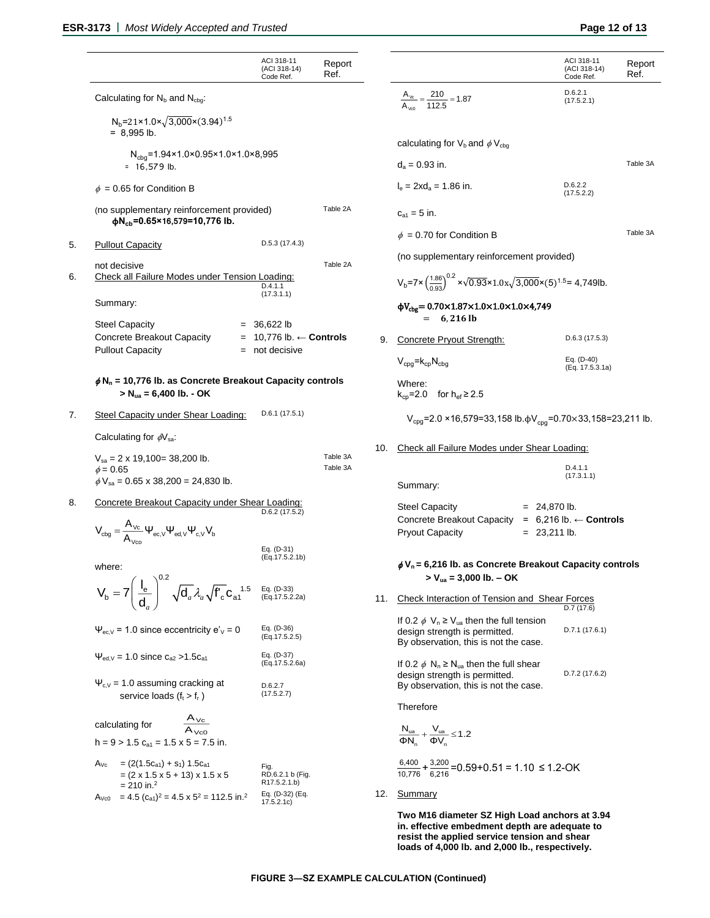| | ACI 318-11 (ACI 318-14) Code Ref. | Report Ref. |
|---|---|---|
| Calculating for $N_b$ and $N_{cbg}$: | | |
| $N_b = 21 \times 1.0 \times \sqrt{3{,}000} \times (3.94)^{1.5}$ = 8,995 lb. | | |
| $N_{cbg} = 1.94 \times 1.0 \times 0.95 \times 1.0 \times 1.0 \times 8{,}995$ = 16,579 lb. | | |
| $\phi$ = 0.65 for Condition B | | |
| (no supplementary reinforcement provided) **$\phi N_{cb} = 0.65 \times 16{,}579 = 10{,}776$ lb.** | | Table 2A |
| 5. Pullout Capacity | D.5.3 (17.4.3) | |
| not decisive | | Table 2A |
| 6. Check all Failure Modes under Tension Loading: | D.4.1.1 (17.3.1.1) | |
| Summary: | | |
| Steel Capacity = 36,622 lb | | |
| Concrete Breakout Capacity = 10,776 lb. ← **Controls** | | |
| Pullout Capacity = not decisive | | |
| **$\phi N_n$ = 10,776 lb. as Concrete Breakout Capacity controls > $N_{ua}$ = 6,400 lb. - OK** | | |
| 7. Steel Capacity under Shear Loading: | D.6.1 (17.5.1) | |
| Calculating for $\phi V_{sa}$: | | |
| $V_{sa}$ = 2 x 19,100= 38,200 lb. | | Table 3A |
| $\phi$ = 0.65 | | Table 3A |
| $\phi V_{sa}$ = 0.65 x 38,200 = 24,830 lb. | | |
| 8. Concrete Breakout Capacity under Shear Loading: | D.6.2 (17.5.2) | |
| $V_{cbg} = \dfrac{A_{Vc}}{A_{Vco}} \Psi_{ec,V} \Psi_{ed,V} \Psi_{c,V} V_b$ | Eq. (D-31) (Eq.17.5.2.1b) | |
| where: $V_b = 7\left(\dfrac{l_e}{d_a}\right)^{0.2} \sqrt{d_a}\,\lambda_a \sqrt{f'_c}\,c_{a1}^{1.5}$ | Eq. (D-33) (Eq.17.5.2.2a) | |
| $\Psi_{ec,V}$ = 1.0 since eccentricity $e'_V$ = 0 | Eq. (D-36) (Eq.17.5.2.5) | |
| $\Psi_{ed,V}$ = 1.0 since $c_{a2} > 1.5c_{a1}$ | Eq. (D-37) (Eq.17.5.2.6a) | |
| $\Psi_{c,V}$ = 1.0 assuming cracking at service loads ($f_t > f_r$) | D.6.2.7 (17.5.2.7) | |
| calculating for $\dfrac{A_{Vc}}{A_{Vc0}}$ | | |
| h = 9 > 1.5 $c_{a1}$ = 1.5 x 5 = 7.5 in. | | |
| $A_{Vc}$ = (2(1.5$c_{a1}$) + $s_1$) 1.5$c_{a1}$ = (2 x 1.5 x 5 + 13) x 1.5 x 5 = 210 in.$^2$ | Fig. RD.6.2.1 b (Fig. R17.5.2.1.b) | |
| $A_{Vc0}$ = 4.5 $(c_{a1})^2$ = 4.5 x $5^2$ = 112.5 in.$^2$ | Eq. (D-32) (Eq. 17.5.2.1c) | |
| $\dfrac{A_{Vc}}{A_{Vc0}} = \dfrac{210}{112.5} = 1.87$ | D.6.2.1 (17.5.2.1) | |
| calculating for $V_b$ and $\phi V_{cbg}$ | | |
| $d_a$ = 0.93 in. | | Table 3A |
| $l_e = 2xd_a$ = 1.86 in. | D.6.2.2 (17.5.2.2) | |
| $c_{a1}$ = 5 in. | | |
| $\phi$ = 0.70 for Condition B | | Table 3A |
| (no supplementary reinforcement provided) | | |
| $V_b = 7 \times \left(\frac{1.86}{0.93}\right)^{0.2} \times \sqrt{0.93} \times 1.0 \times \sqrt{3{,}000} \times (5)^{1.5}$ = 4,749lb. | | |
| **$\phi V_{cbg} = 0.70 \times 1.87 \times 1.0 \times 1.0 \times 1.0 \times 4{,}749$ = 6,216 lb** | | |
| 9. Concrete Pryout Strength: | D.6.3 (17.5.3) | |
| $V_{cpg} = k_{cp} N_{cbg}$ | Eq. (D-40) (Eq. 17.5.3.1a) | |
| Where: $k_{cp}$=2.0 for $h_{ef} \geq 2.5$ | | |
| $V_{cpg}$=2.0 ×16,579=33,158 lb. $\phi V_{cpg}$=0.70×33,158=23,211 lb. | | |
| 10. Check all Failure Modes under Shear Loading: | D.4.1.1 (17.3.1.1) | |
| Summary: | | |
| Steel Capacity = 24,870 lb. | | |
| Concrete Breakout Capacity = 6,216 lb. ← **Controls** | | |
| Pryout Capacity = 23,211 lb. | | |
| **$\phi V_n$ = 6,216 lb. as Concrete Breakout Capacity controls > $V_{ua}$ = 3,000 lb. – OK** | | |
| 11. Check Interaction of Tension and Shear Forces | D.7 (17.6) | |
| If 0.2 $\phi$ $V_n \geq V_{ua}$ then the full tension design strength is permitted. By observation, this is not the case. | D.7.1 (17.6.1) | |
| If 0.2 $\phi$ $N_n \geq N_{ua}$ then the full shear design strength is permitted. By observation, this is not the case. | D.7.2 (17.6.2) | |
| Therefore $\dfrac{N_{ua}}{\Phi N_n} + \dfrac{V_{ua}}{\Phi V_n} \leq 1.2$ | | |
| $\dfrac{6{,}400}{10{,}776} + \dfrac{3{,}200}{6{,}216}$ = 0.59+0.51 = 1.10 ≤ 1.2-OK | | |
| 12. Summary | | |
| **Two M16 diameter SZ High Load anchors at 3.94 in. effective embedment depth are adequate to resist the applied service tension and shear loads of 4,000 lb. and 2,000 lb., respectively.** | | |

**FIGURE 3—SZ EXAMPLE CALCULATION (Continued)**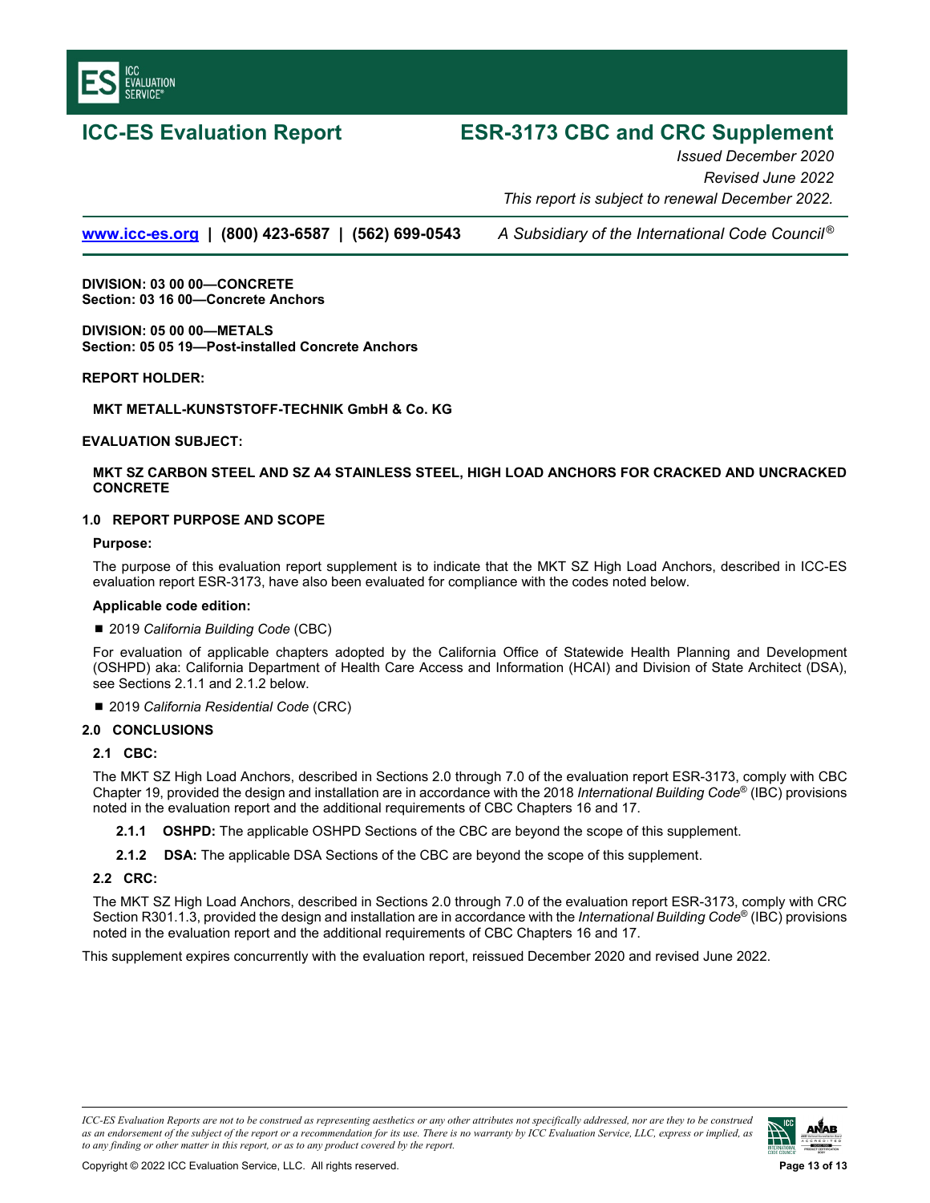# ICC-ES Evaluation Report

# ESR-3173 CBC and CRC Supplement

*Issued December 2020*
*Revised June 2022*
*This report is subject to renewal December 2022.*

www.icc-es.org | (800) 423-6587 | (562) 699-0543    *A Subsidiary of the International Code Council®*

**DIVISION: 03 00 00—CONCRETE**
**Section: 03 16 00—Concrete Anchors**

**DIVISION: 05 00 00—METALS**
**Section: 05 05 19—Post-installed Concrete Anchors**

**REPORT HOLDER:**

**MKT METALL-KUNSTSTOFF-TECHNIK GmbH & Co. KG**

**EVALUATION SUBJECT:**

**MKT SZ CARBON STEEL AND SZ A4 STAINLESS STEEL, HIGH LOAD ANCHORS FOR CRACKED AND UNCRACKED CONCRETE**

## 1.0 REPORT PURPOSE AND SCOPE

**Purpose:**

The purpose of this evaluation report supplement is to indicate that the MKT SZ High Load Anchors, described in ICC-ES evaluation report ESR-3173, have also been evaluated for compliance with the codes noted below.

**Applicable code edition:**

- 2019 *California Building Code* (CBC)

For evaluation of applicable chapters adopted by the California Office of Statewide Health Planning and Development (OSHPD) aka: California Department of Health Care Access and Information (HCAI) and Division of State Architect (DSA), see Sections 2.1.1 and 2.1.2 below.

- 2019 *California Residential Code* (CRC)

## 2.0 CONCLUSIONS

### 2.1 CBC:

The MKT SZ High Load Anchors, described in Sections 2.0 through 7.0 of the evaluation report ESR-3173, comply with CBC Chapter 19, provided the design and installation are in accordance with the 2018 *International Building Code®* (IBC) provisions noted in the evaluation report and the additional requirements of CBC Chapters 16 and 17.

**2.1.1 OSHPD:** The applicable OSHPD Sections of the CBC are beyond the scope of this supplement.

**2.1.2 DSA:** The applicable DSA Sections of the CBC are beyond the scope of this supplement.

### 2.2 CRC:

The MKT SZ High Load Anchors, described in Sections 2.0 through 7.0 of the evaluation report ESR-3173, comply with CRC Section R301.1.3, provided the design and installation are in accordance with the *International Building Code®* (IBC) provisions noted in the evaluation report and the additional requirements of CBC Chapters 16 and 17.

This supplement expires concurrently with the evaluation report, reissued December 2020 and revised June 2022.

*ICC-ES Evaluation Reports are not to be construed as representing aesthetics or any other attributes not specifically addressed, nor are they to be construed as an endorsement of the subject of the report or a recommendation for its use. There is no warranty by ICC Evaluation Service, LLC, express or implied, as to any finding or other matter in this report, or as to any product covered by the report.*

Copyright © 2022 ICC Evaluation Service, LLC. All rights reserved.